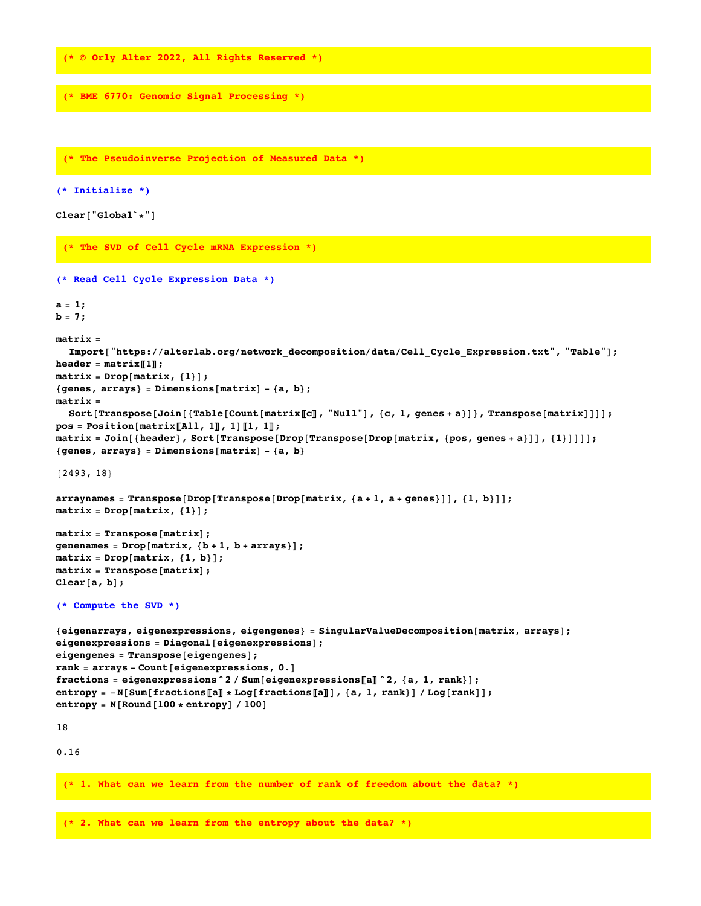```
(* © Orly Alter 2022, All Rights Reserved *)
```

```
(* BME 6770: Genomic Signal Processing *)
```

```
(* The Pseudoinverse Projection of Measured Data *)
```

```
(* Initialize *)

Clear["Global`*"]
```

```
(* The SVD of Cell Cycle mRNA Expression *)
```

```
(* Read Cell Cycle Expression Data *)

a = 1;
b = 7;

matrix =
  Import["https://alterlab.org/network_decomposition/data/Cell_Cycle_Expression.txt", "Table"];
header = matrix[[1]];
matrix = Drop[matrix, {1}];
{genes, arrays} = Dimensions[matrix] - {a, b};
matrix =
  Sort[Transpose[Join[{Table[Count[matrix[[c]], "Null"], {c, 1, genes + a}]}, Transpose[matrix]]]];
pos = Position[matrix[[All, 1]], 1][[1, 1]];
matrix = Join[{header}, Sort[Transpose[Drop[Transpose[Drop[matrix, {pos, genes + a}]], {1}]]]];
{genes, arrays} = Dimensions[matrix] - {a, b}
```

```
{2493, 18}
```

```
arraynames = Transpose[Drop[Transpose[Drop[matrix, {a + 1, a + genes}]], {1, b}]];
matrix = Drop[matrix, {1}];

matrix = Transpose[matrix];
genenames = Drop[matrix, {b + 1, b + arrays}];
matrix = Drop[matrix, {1, b}];
matrix = Transpose[matrix];
Clear[a, b];
```

```
(* Compute the SVD *)

{eigenarrays, eigenexpressions, eigengenes} = SingularValueDecomposition[matrix, arrays];
eigenexpressions = Diagonal[eigenexpressions];
eigengenes = Transpose[eigengenes];
rank = arrays - Count[eigenexpressions, 0.]
fractions = eigenexpressions^2 / Sum[eigenexpressions[[a]]^2, {a, 1, rank}];
entropy = -N[Sum[fractions[[a]] * Log[fractions[[a]]], {a, 1, rank}] / Log[rank]];
entropy = N[Round[100 * entropy] / 100]
```

```
18

0.16
```

```
(* 1. What can we learn from the number of rank of freedom about the data? *)
```

```
(* 2. What can we learn from the entropy about the data? *)
```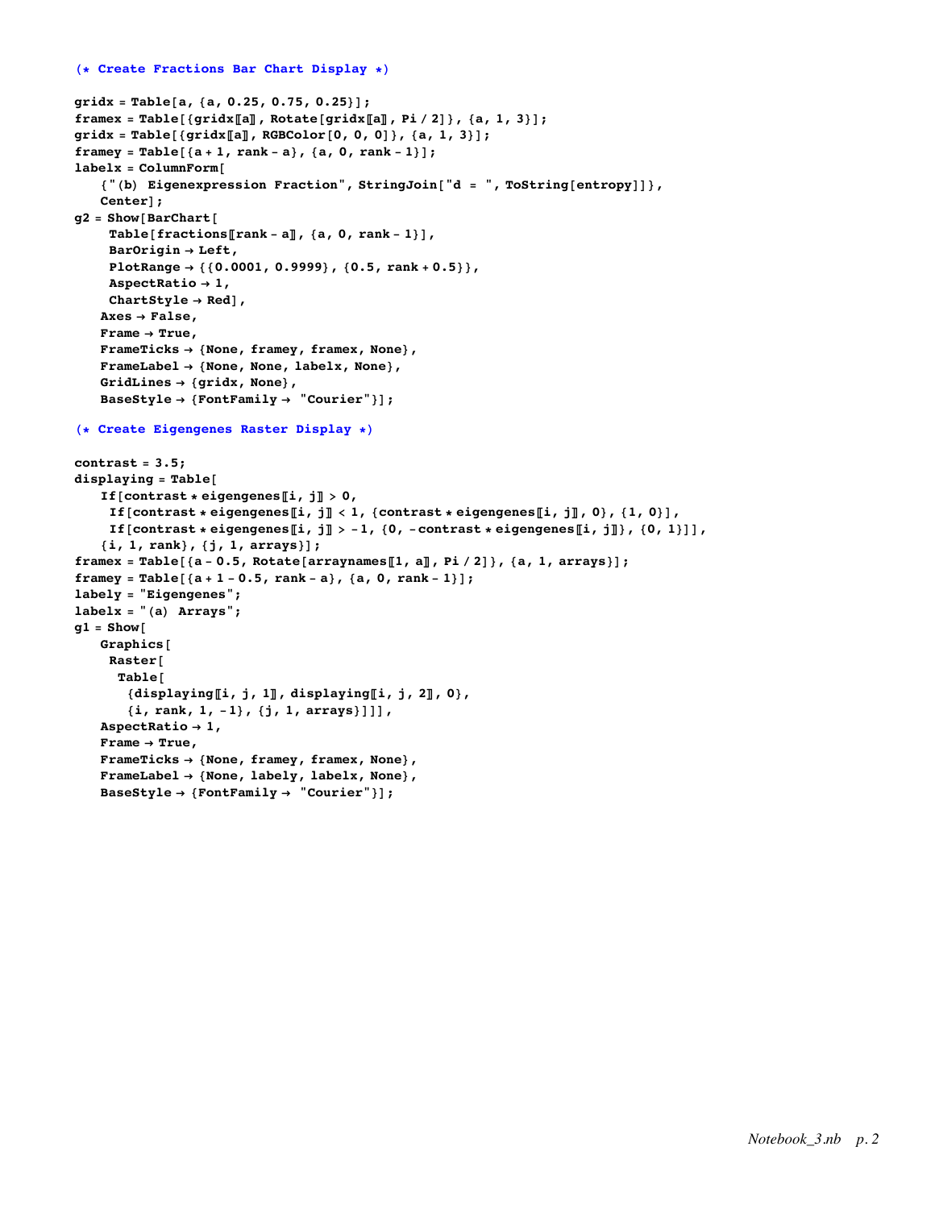```
(* Create Fractions Bar Chart Display *)

gridx = Table[a, {a, 0.25, 0.75, 0.25}];
framex = Table[{gridx[[a]], Rotate[gridx[[a]], Pi / 2]}, {a, 1, 3}];
gridx = Table[{gridx[[a]], RGBColor[0, 0, 0]}, {a, 1, 3}];
framey = Table[{a + 1, rank - a}, {a, 0, rank - 1}];
labelx = ColumnForm[
   {"(b) Eigenexpression Fraction", StringJoin["d = ", ToString[entropy]]},
   Center];
g2 = Show[BarChart[
    Table[fractions[[rank - a]], {a, 0, rank - 1}],
    BarOrigin → Left,
    PlotRange → {{0.0001, 0.9999}, {0.5, rank + 0.5}},
    AspectRatio → 1,
    ChartStyle → Red],
   Axes → False,
   Frame → True,
   FrameTicks → {None, framey, framex, None},
   FrameLabel → {None, None, labelx, None},
   GridLines → {gridx, None},
   BaseStyle → {FontFamily → "Courier"}];

(* Create Eigengenes Raster Display *)

contrast = 3.5;
displaying = Table[
   If[contrast * eigengenes[[i, j]] > 0,
    If[contrast * eigengenes[[i, j]] < 1, {contrast * eigengenes[[i, j]], 0}, {1, 0}],
    If[contrast * eigengenes[[i, j]] > -1, {0, -contrast * eigengenes[[i, j]]}, {0, 1}]],
   {i, 1, rank}, {j, 1, arrays}];
framex = Table[{a - 0.5, Rotate[arraynames[[1, a]], Pi / 2]}, {a, 1, arrays}];
framey = Table[{a + 1 - 0.5, rank - a}, {a, 0, rank - 1}];
labely = "Eigengenes";
labelx = "(a) Arrays";
g1 = Show[
   Graphics[
    Raster[
     Table[
      {displaying[[i, j, 1]], displaying[[i, j, 2]], 0},
      {i, rank, 1, -1}, {j, 1, arrays}]]],
   AspectRatio → 1,
   Frame → True,
   FrameTicks → {None, framey, framex, None},
   FrameLabel → {None, labely, labelx, None},
   BaseStyle → {FontFamily → "Courier"}];
```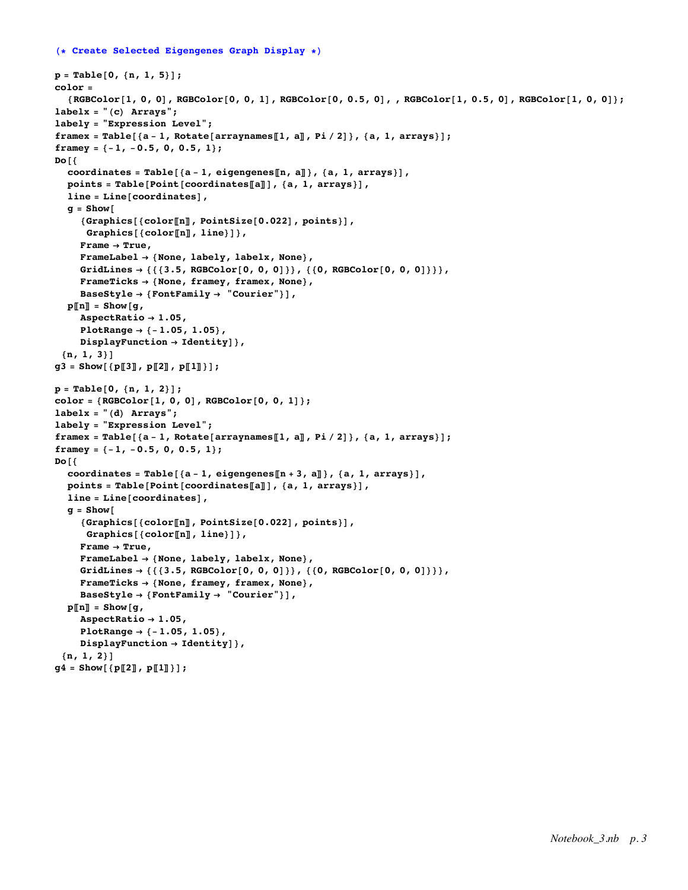```
(* Create Selected Eigengenes Graph Display *)

p = Table[0, {n, 1, 5}];
color =
  {RGBColor[1, 0, 0], RGBColor[0, 0, 1], RGBColor[0, 0.5, 0], , RGBColor[1, 0.5, 0], RGBColor[1, 0, 0]};
labelx = "(c) Arrays";
labely = "Expression Level";
framex = Table[{a - 1, Rotate[arraynames⟦1, a⟧, Pi / 2]}, {a, 1, arrays}];
framey = {-1, -0.5, 0, 0.5, 1};
Do[{
  coordinates = Table[{a - 1, eigengenes⟦n, a⟧}, {a, 1, arrays}],
  points = Table[Point[coordinates⟦a⟧], {a, 1, arrays}],
  line = Line[coordinates],
  g = Show[
    {Graphics[{color⟦n⟧, PointSize[0.022], points}],
     Graphics[{color⟦n⟧, line}]},
    Frame → True,
    FrameLabel → {None, labely, labelx, None},
    GridLines → {{{3.5, RGBColor[0, 0, 0]}}, {{0, RGBColor[0, 0, 0]}}},
    FrameTicks → {None, framey, framex, None},
    BaseStyle → {FontFamily → "Courier"}],
  p⟦n⟧ = Show[g,
    AspectRatio → 1.05,
    PlotRange → {-1.05, 1.05},
    DisplayFunction → Identity]},
 {n, 1, 3}]
g3 = Show[{p⟦3⟧, p⟦2⟧, p⟦1⟧}];

p = Table[0, {n, 1, 2}];
color = {RGBColor[1, 0, 0], RGBColor[0, 0, 1]};
labelx = "(d) Arrays";
labely = "Expression Level";
framex = Table[{a - 1, Rotate[arraynames⟦1, a⟧, Pi / 2]}, {a, 1, arrays}];
framey = {-1, -0.5, 0, 0.5, 1};
Do[{
  coordinates = Table[{a - 1, eigengenes⟦n + 3, a⟧}, {a, 1, arrays}],
  points = Table[Point[coordinates⟦a⟧], {a, 1, arrays}],
  line = Line[coordinates],
  g = Show[
    {Graphics[{color⟦n⟧, PointSize[0.022], points}],
     Graphics[{color⟦n⟧, line}]},
    Frame → True,
    FrameLabel → {None, labely, labelx, None},
    GridLines → {{{3.5, RGBColor[0, 0, 0]}}, {{0, RGBColor[0, 0, 0]}}},
    FrameTicks → {None, framey, framex, None},
    BaseStyle → {FontFamily → "Courier"}],
  p⟦n⟧ = Show[g,
    AspectRatio → 1.05,
    PlotRange → {-1.05, 1.05},
    DisplayFunction → Identity]},
 {n, 1, 2}]
g4 = Show[{p⟦2⟧, p⟦1⟧}];
```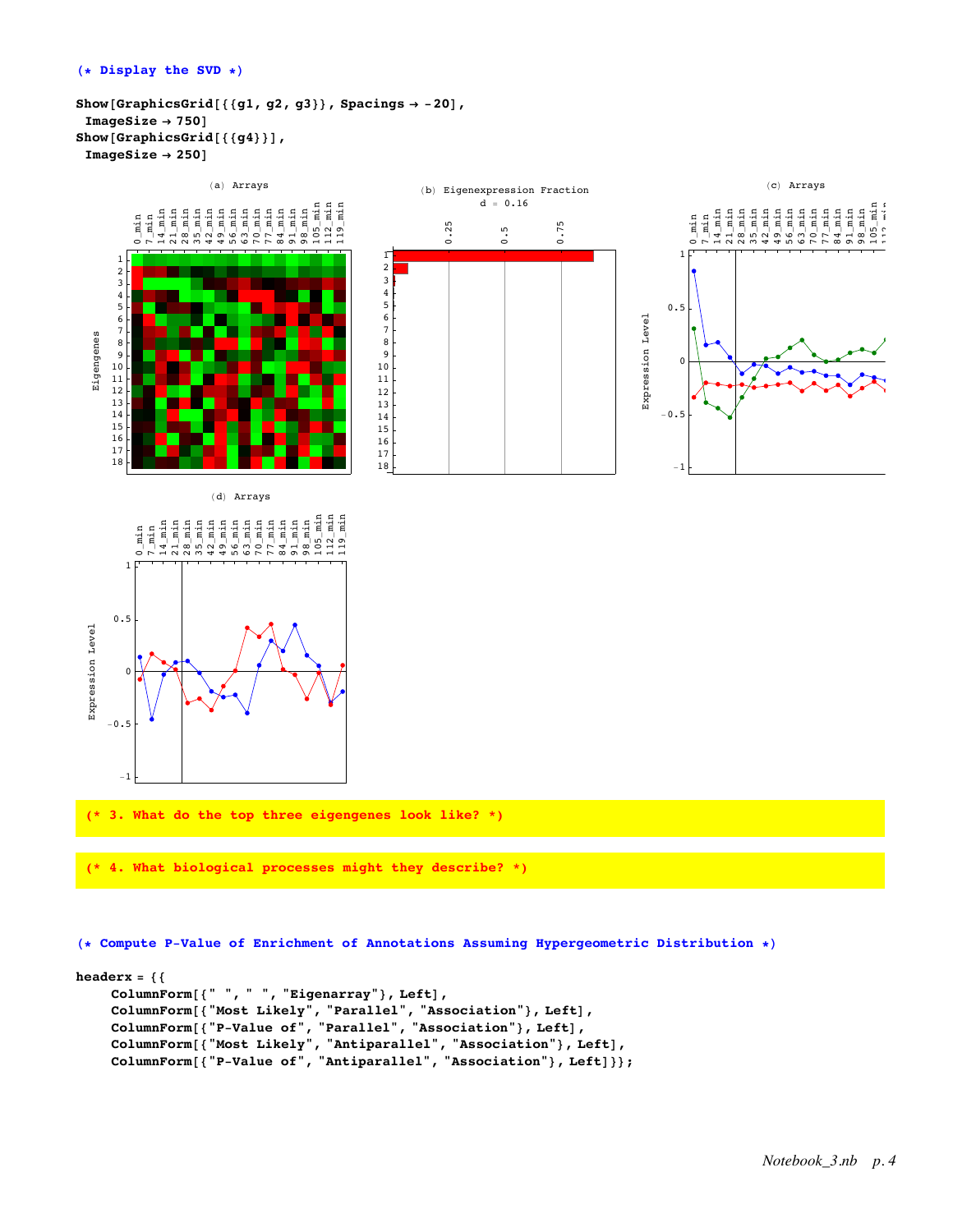```
(* Display the SVD *)

Show[GraphicsGrid[{{g1, g2, g3}}, Spacings → -20],
 ImageSize → 750]
Show[GraphicsGrid[{{g4}}],
 ImageSize → 250]
```

```
(* 3. What do the top three eigengenes look like? *)
```

```
(* 4. What biological processes might they describe? *)
```

```
(* Compute P-Value of Enrichment of Annotations Assuming Hypergeometric Distribution *)

headerx = {{
    ColumnForm[{" ", " ", "Eigenarray"}, Left],
    ColumnForm[{"Most Likely", "Parallel", "Association"}, Left],
    ColumnForm[{"P-Value of", "Parallel", "Association"}, Left],
    ColumnForm[{"Most Likely", "Antiparallel", "Association"}, Left],
    ColumnForm[{"P-Value of", "Antiparallel", "Association"}, Left]}};
```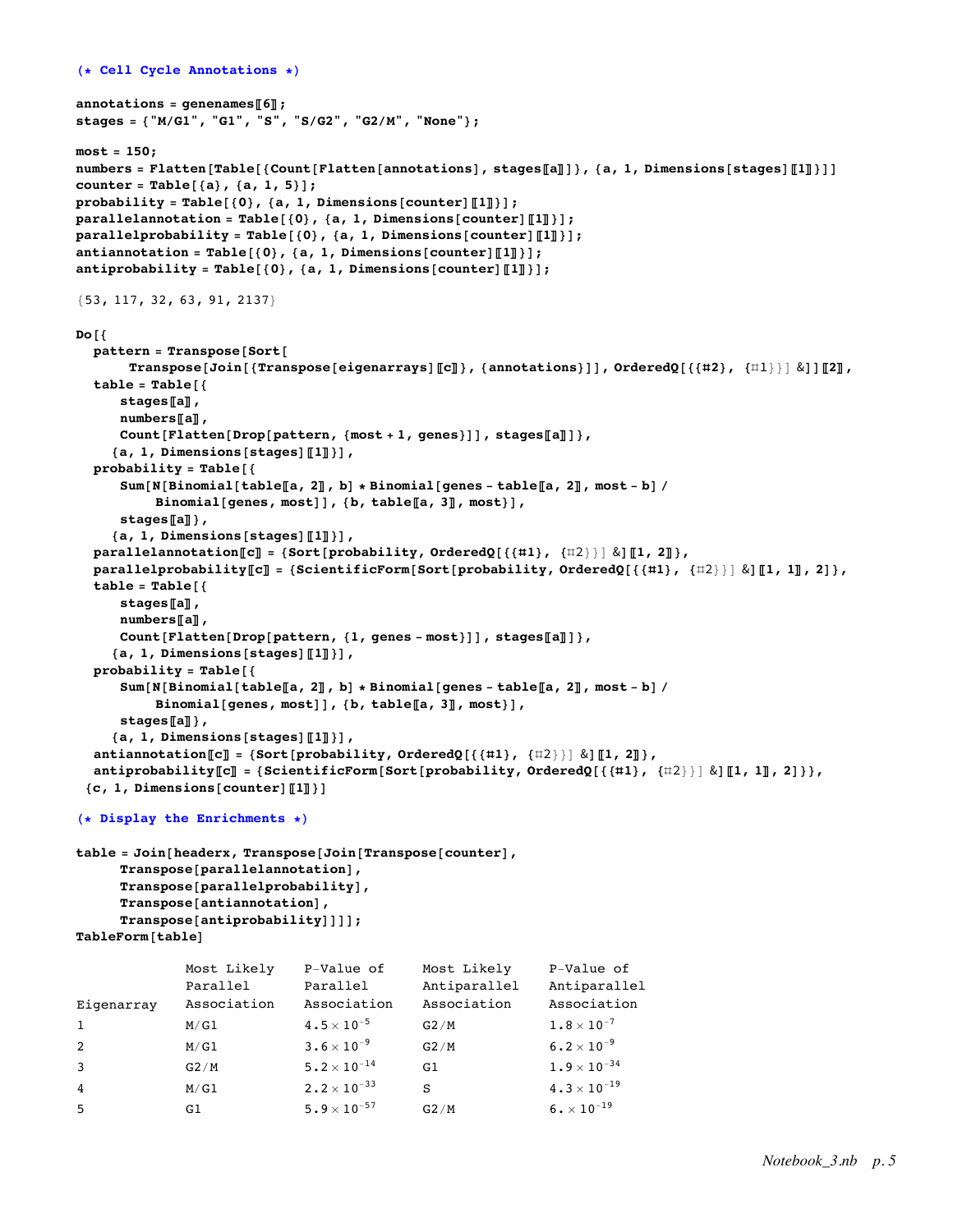```
(* Cell Cycle Annotations *)

annotations = genenames⟦6⟧;
stages = {"M/G1", "G1", "S", "S/G2", "G2/M", "None"};

most = 150;
numbers = Flatten[Table[{Count[Flatten[annotations], stages⟦a⟧]}, {a, 1, Dimensions[stages]⟦1⟧}]]
counter = Table[{a}, {a, 1, 5}];
probability = Table[{0}, {a, 1, Dimensions[counter]⟦1⟧}];
parallelannotation = Table[{0}, {a, 1, Dimensions[counter]⟦1⟧}];
parallelprobability = Table[{0}, {a, 1, Dimensions[counter]⟦1⟧}];
antiannotation = Table[{0}, {a, 1, Dimensions[counter]⟦1⟧}];
antiprobability = Table[{0}, {a, 1, Dimensions[counter]⟦1⟧}];

{53, 117, 32, 63, 91, 2137}

Do[{
  pattern = Transpose[Sort[
      Transpose[Join[{Transpose[eigenarrays]⟦c⟧}, {annotations}]], OrderedQ[{{#2}, {#1}}] &]]⟦2⟧,
  table = Table[{
     stages⟦a⟧,
     numbers⟦a⟧,
     Count[Flatten[Drop[pattern, {most + 1, genes}]], stages⟦a⟧]},
    {a, 1, Dimensions[stages]⟦1⟧}],
  probability = Table[{
     Sum[N[Binomial[table⟦a, 2⟧, b] * Binomial[genes - table⟦a, 2⟧, most - b] /
         Binomial[genes, most]], {b, table⟦a, 3⟧, most}],
     stages⟦a⟧},
    {a, 1, Dimensions[stages]⟦1⟧}],
  parallelannotation⟦c⟧ = {Sort[probability, OrderedQ[{{#1}, {#2}}] &]⟦1, 2⟧},
  parallelprobability⟦c⟧ = {ScientificForm[Sort[probability, OrderedQ[{{#1}, {#2}}] &]⟦1, 1⟧, 2]},
  table = Table[{
     stages⟦a⟧,
     numbers⟦a⟧,
     Count[Flatten[Drop[pattern, {1, genes - most}]], stages⟦a⟧]},
    {a, 1, Dimensions[stages]⟦1⟧}],
  probability = Table[{
     Sum[N[Binomial[table⟦a, 2⟧, b] * Binomial[genes - table⟦a, 2⟧, most - b] /
         Binomial[genes, most]], {b, table⟦a, 3⟧, most}],
     stages⟦a⟧},
    {a, 1, Dimensions[stages]⟦1⟧}],
  antiannotation⟦c⟧ = {Sort[probability, OrderedQ[{{#1}, {#2}}] &]⟦1, 2⟧},
  antiprobability⟦c⟧ = {ScientificForm[Sort[probability, OrderedQ[{{#1}, {#2}}] &]⟦1, 1⟧, 2]}},
 {c, 1, Dimensions[counter]⟦1⟧}]

(* Display the Enrichments *)

table = Join[headerx, Transpose[Join[Transpose[counter],
     Transpose[parallelannotation],
     Transpose[parallelprobability],
     Transpose[antiannotation],
     Transpose[antiprobability]]]];
TableForm[table]
```

| Eigenarray | Most Likely Parallel Association | P-Value of Parallel Association | Most Likely Antiparallel Association | P-Value of Antiparallel Association |
|---|---|---|---|---|
| 1 | M/G1 | $4.5 \times 10^{-5}$ | G2/M | $1.8 \times 10^{-7}$ |
| 2 | M/G1 | $3.6 \times 10^{-9}$ | G2/M | $6.2 \times 10^{-9}$ |
| 3 | G2/M | $5.2 \times 10^{-14}$ | G1 | $1.9 \times 10^{-34}$ |
| 4 | M/G1 | $2.2 \times 10^{-33}$ | S | $4.3 \times 10^{-19}$ |
| 5 | G1 | $5.9 \times 10^{-57}$ | G2/M | $6. \times 10^{-19}$ |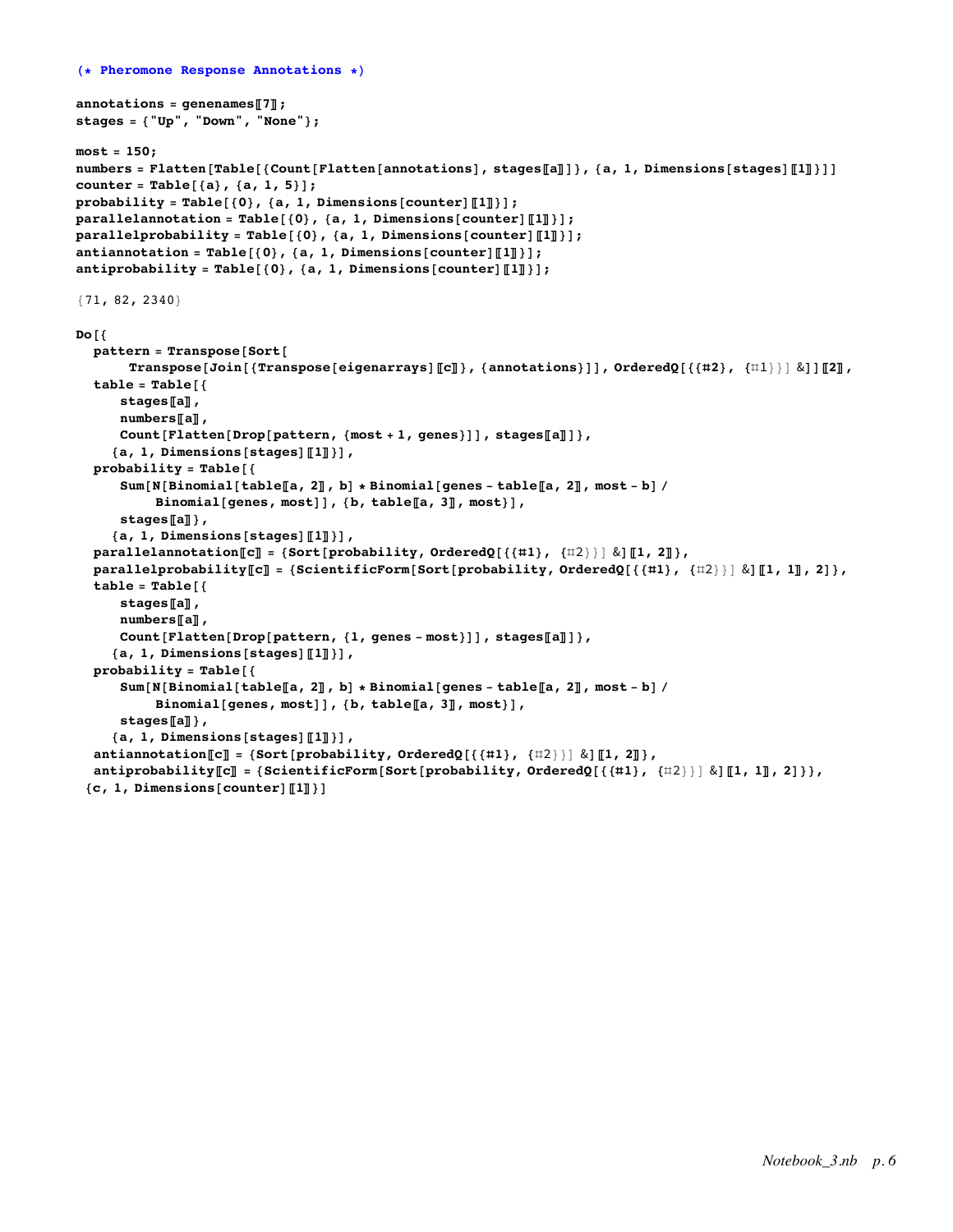```
(* Pheromone Response Annotations *)

annotations = genenames⟦7⟧;
stages = {"Up", "Down", "None"};

most = 150;
numbers = Flatten[Table[{Count[Flatten[annotations], stages⟦a⟧]}, {a, 1, Dimensions[stages]⟦1⟧}]]
counter = Table[{a}, {a, 1, 5}];
probability = Table[{0}, {a, 1, Dimensions[counter]⟦1⟧}];
parallelannotation = Table[{0}, {a, 1, Dimensions[counter]⟦1⟧}];
parallelprobability = Table[{0}, {a, 1, Dimensions[counter]⟦1⟧}];
antiannotation = Table[{0}, {a, 1, Dimensions[counter]⟦1⟧}];
antiprobability = Table[{0}, {a, 1, Dimensions[counter]⟦1⟧}];

{71, 82, 2340}

Do[{
  pattern = Transpose[Sort[
      Transpose[Join[{Transpose[eigenarrays]⟦c⟧}, {annotations}]], OrderedQ[{{#2}, {#1}}] &]]⟦2⟧,
  table = Table[{
     stages⟦a⟧,
     numbers⟦a⟧,
     Count[Flatten[Drop[pattern, {most + 1, genes}]], stages⟦a⟧]},
    {a, 1, Dimensions[stages]⟦1⟧}],
  probability = Table[{
     Sum[N[Binomial[table⟦a, 2⟧, b] * Binomial[genes - table⟦a, 2⟧, most - b] /
         Binomial[genes, most]], {b, table⟦a, 3⟧, most}],
     stages⟦a⟧},
    {a, 1, Dimensions[stages]⟦1⟧}],
  parallelannotation⟦c⟧ = {Sort[probability, OrderedQ[{{#1}, {#2}}] &]⟦1, 2⟧},
  parallelprobability⟦c⟧ = {ScientificForm[Sort[probability, OrderedQ[{{#1}, {#2}}] &]⟦1, 1⟧, 2]},
  table = Table[{
     stages⟦a⟧,
     numbers⟦a⟧,
     Count[Flatten[Drop[pattern, {1, genes - most}]], stages⟦a⟧]},
    {a, 1, Dimensions[stages]⟦1⟧}],
  probability = Table[{
     Sum[N[Binomial[table⟦a, 2⟧, b] * Binomial[genes - table⟦a, 2⟧, most - b] /
         Binomial[genes, most]], {b, table⟦a, 3⟧, most}],
     stages⟦a⟧},
    {a, 1, Dimensions[stages]⟦1⟧}],
  antiannotation⟦c⟧ = {Sort[probability, OrderedQ[{{#1}, {#2}}] &]⟦1, 2⟧},
  antiprobability⟦c⟧ = {ScientificForm[Sort[probability, OrderedQ[{{#1}, {#2}}] &]⟦1, 1⟧, 2]}},
 {c, 1, Dimensions[counter]⟦1⟧}]
```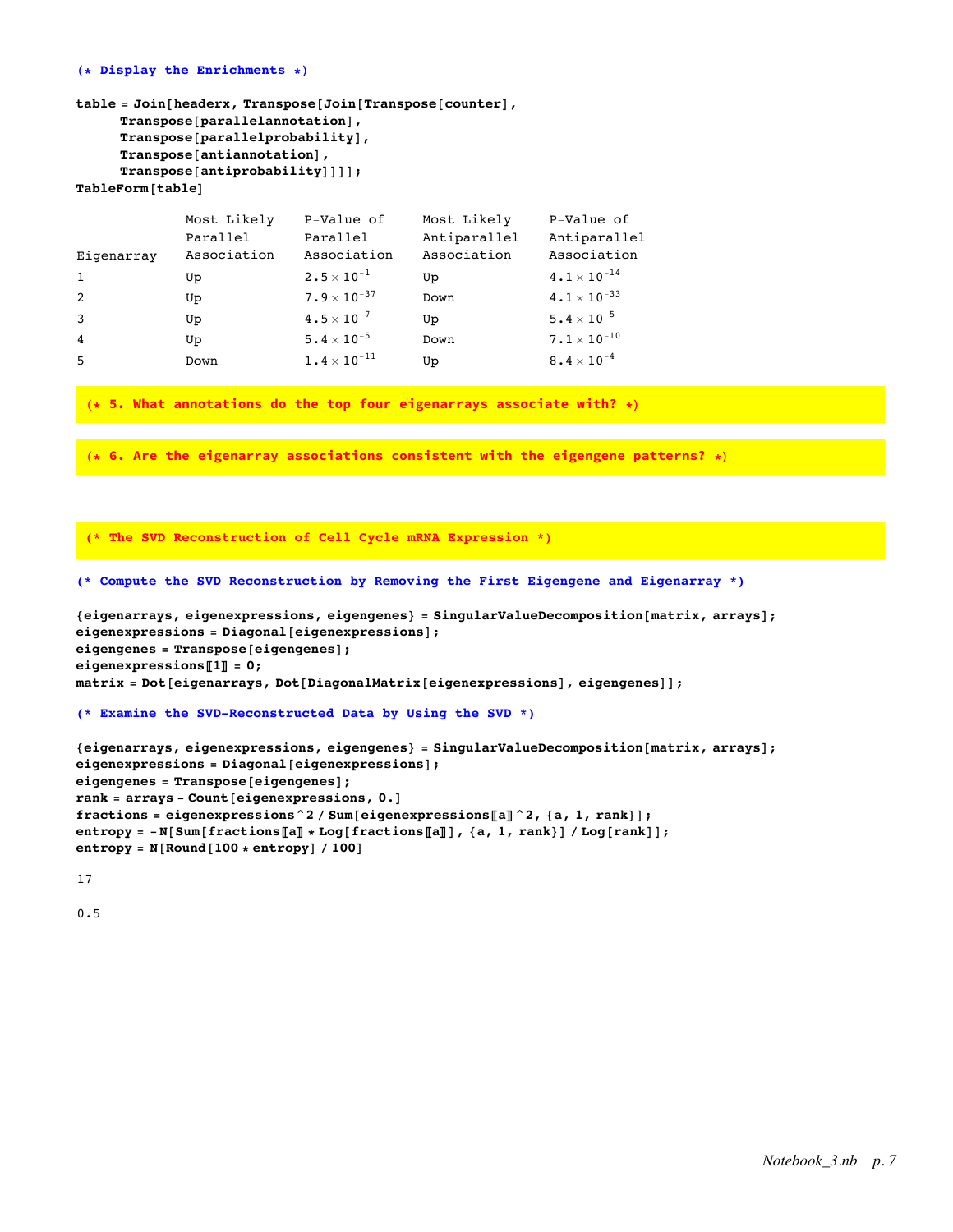```
(* Display the Enrichments *)

table = Join[headerx, Transpose[Join[Transpose[counter],
     Transpose[parallelannotation],
     Transpose[parallelprobability],
     Transpose[antiannotation],
     Transpose[antiprobability]]]];
TableForm[table]
```

| Eigenarray | Most Likely Parallel Association | P-Value of Parallel Association | Most Likely Antiparallel Association | P-Value of Antiparallel Association |
|---|---|---|---|---|
| 1 | Up | $2.5 \times 10^{-1}$ | Up | $4.1 \times 10^{-14}$ |
| 2 | Up | $7.9 \times 10^{-37}$ | Down | $4.1 \times 10^{-33}$ |
| 3 | Up | $4.5 \times 10^{-7}$ | Up | $5.4 \times 10^{-5}$ |
| 4 | Up | $5.4 \times 10^{-5}$ | Down | $7.1 \times 10^{-10}$ |
| 5 | Down | $1.4 \times 10^{-11}$ | Up | $8.4 \times 10^{-4}$ |

```
(* 5. What annotations do the top four eigenarrays associate with? *)

(* 6. Are the eigenarray associations consistent with the eigengene patterns? *)

(* The SVD Reconstruction of Cell Cycle mRNA Expression *)

(* Compute the SVD Reconstruction by Removing the First Eigengene and Eigenarray *)

{eigenarrays, eigenexpressions, eigengenes} = SingularValueDecomposition[matrix, arrays];
eigenexpressions = Diagonal[eigenexpressions];
eigengenes = Transpose[eigengenes];
eigenexpressions[[1]] = 0;
matrix = Dot[eigenarrays, Dot[DiagonalMatrix[eigenexpressions], eigengenes]];

(* Examine the SVD-Reconstructed Data by Using the SVD *)

{eigenarrays, eigenexpressions, eigengenes} = SingularValueDecomposition[matrix, arrays];
eigenexpressions = Diagonal[eigenexpressions];
eigengenes = Transpose[eigengenes];
rank = arrays - Count[eigenexpressions, 0.]
fractions = eigenexpressions^2 / Sum[eigenexpressions[[a]]^2, {a, 1, rank}];
entropy = -N[Sum[fractions[[a]] * Log[fractions[[a]]], {a, 1, rank}] / Log[rank]];
entropy = N[Round[100 * entropy] / 100]

17

0.5
```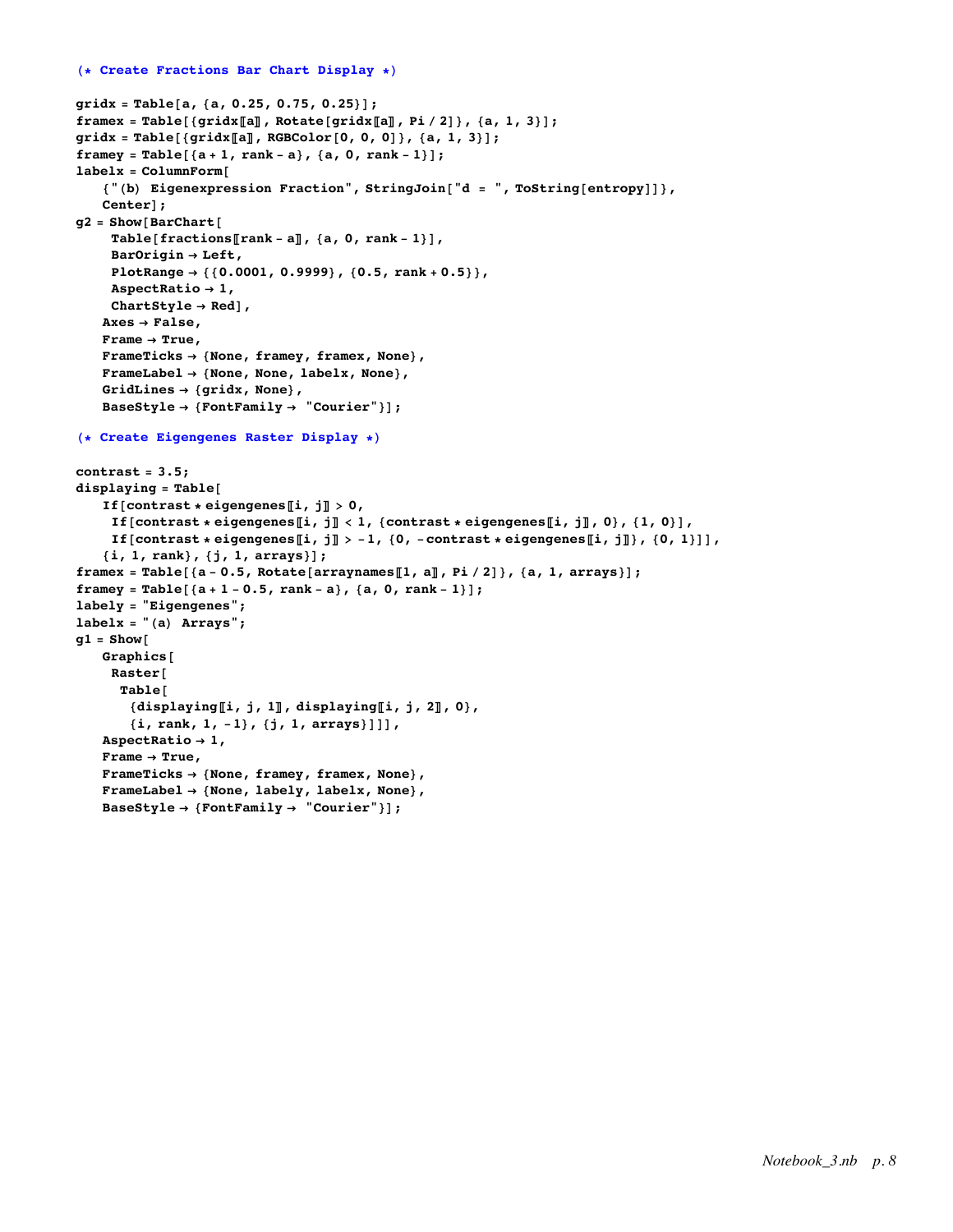```
(* Create Fractions Bar Chart Display *)

gridx = Table[a, {a, 0.25, 0.75, 0.25}];
framex = Table[{gridx[[a]], Rotate[gridx[[a]], Pi / 2]}, {a, 1, 3}];
gridx = Table[{gridx[[a]], RGBColor[0, 0, 0]}, {a, 1, 3}];
framey = Table[{a + 1, rank - a}, {a, 0, rank - 1}];
labelx = ColumnForm[
   {"(b) Eigenexpression Fraction", StringJoin["d = ", ToString[entropy]]},
   Center];
g2 = Show[BarChart[
    Table[fractions[[rank - a]], {a, 0, rank - 1}],
    BarOrigin → Left,
    PlotRange → {{0.0001, 0.9999}, {0.5, rank + 0.5}},
    AspectRatio → 1,
    ChartStyle → Red],
   Axes → False,
   Frame → True,
   FrameTicks → {None, framey, framex, None},
   FrameLabel → {None, None, labelx, None},
   GridLines → {gridx, None},
   BaseStyle → {FontFamily → "Courier"}];

(* Create Eigengenes Raster Display *)

contrast = 3.5;
displaying = Table[
   If[contrast * eigengenes[[i, j]] > 0,
    If[contrast * eigengenes[[i, j]] < 1, {contrast * eigengenes[[i, j]], 0}, {1, 0}],
    If[contrast * eigengenes[[i, j]] > -1, {0, -contrast * eigengenes[[i, j]]}, {0, 1}]],
   {i, 1, rank}, {j, 1, arrays}];
framex = Table[{a - 0.5, Rotate[arraynames[[1, a]], Pi / 2]}, {a, 1, arrays}];
framey = Table[{a + 1 - 0.5, rank - a}, {a, 0, rank - 1}];
labely = "Eigengenes";
labelx = "(a) Arrays";
g1 = Show[
   Graphics[
    Raster[
     Table[
      {displaying[[i, j, 1]], displaying[[i, j, 2]], 0},
      {i, rank, 1, -1}, {j, 1, arrays}]]],
   AspectRatio → 1,
   Frame → True,
   FrameTicks → {None, framey, framex, None},
   FrameLabel → {None, labely, labelx, None},
   BaseStyle → {FontFamily → "Courier"}];
```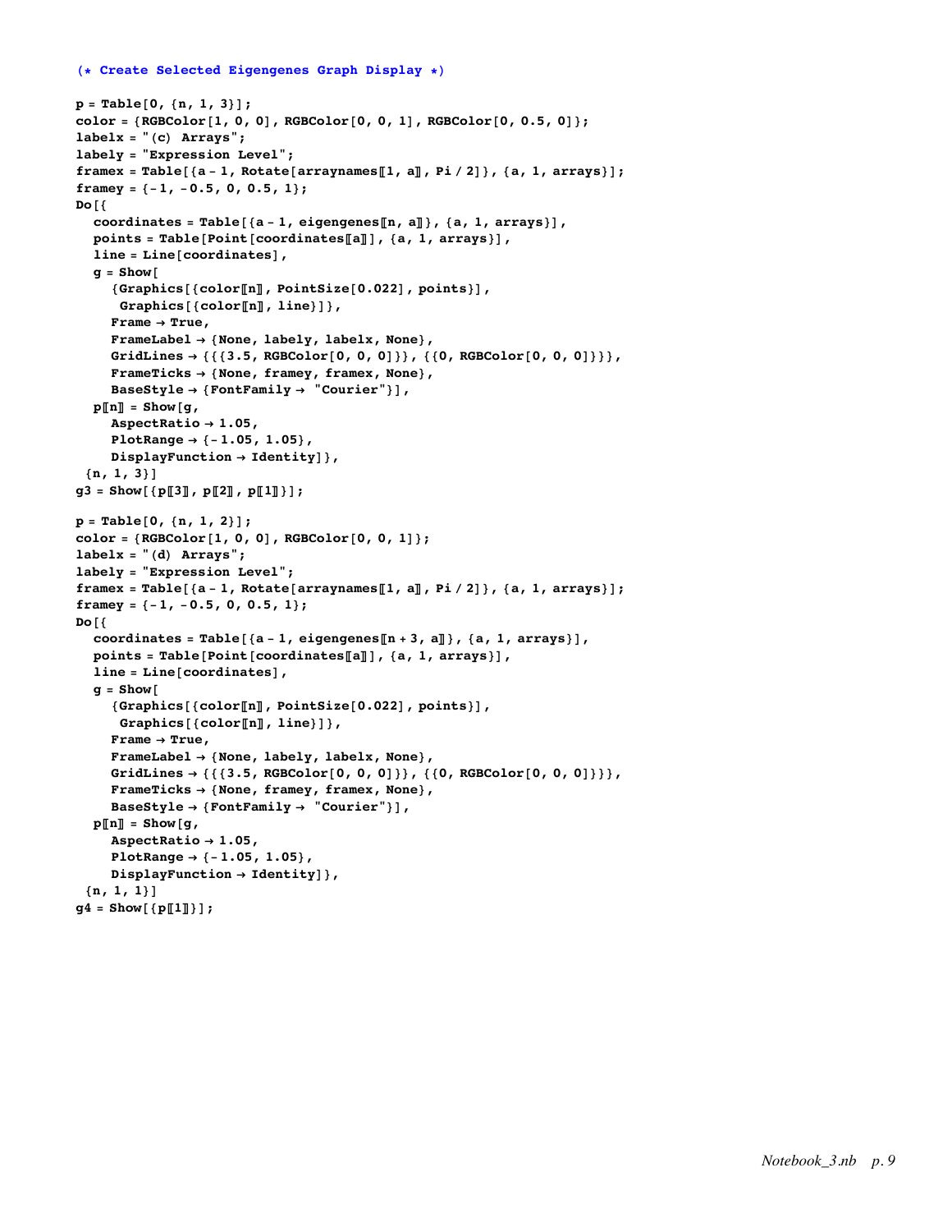```
(* Create Selected Eigengenes Graph Display *)

p = Table[0, {n, 1, 3}];
color = {RGBColor[1, 0, 0], RGBColor[0, 0, 1], RGBColor[0, 0.5, 0]};
labelx = "(c) Arrays";
labely = "Expression Level";
framex = Table[{a - 1, Rotate[arraynames⟦1, a⟧, Pi / 2]}, {a, 1, arrays}];
framey = {-1, -0.5, 0, 0.5, 1};
Do[{
  coordinates = Table[{a - 1, eigengenes⟦n, a⟧}, {a, 1, arrays}],
  points = Table[Point[coordinates⟦a⟧], {a, 1, arrays}],
  line = Line[coordinates],
  g = Show[
    {Graphics[{color⟦n⟧, PointSize[0.022], points}],
     Graphics[{color⟦n⟧, line}]},
    Frame → True,
    FrameLabel → {None, labely, labelx, None},
    GridLines → {{{3.5, RGBColor[0, 0, 0]}}, {{0, RGBColor[0, 0, 0]}}},
    FrameTicks → {None, framey, framex, None},
    BaseStyle → {FontFamily → "Courier"}],
  p⟦n⟧ = Show[g,
    AspectRatio → 1.05,
    PlotRange → {-1.05, 1.05},
    DisplayFunction → Identity]},
 {n, 1, 3}]
g3 = Show[{p⟦3⟧, p⟦2⟧, p⟦1⟧}];

p = Table[0, {n, 1, 2}];
color = {RGBColor[1, 0, 0], RGBColor[0, 0, 1]};
labelx = "(d) Arrays";
labely = "Expression Level";
framex = Table[{a - 1, Rotate[arraynames⟦1, a⟧, Pi / 2]}, {a, 1, arrays}];
framey = {-1, -0.5, 0, 0.5, 1};
Do[{
  coordinates = Table[{a - 1, eigengenes⟦n + 3, a⟧}, {a, 1, arrays}],
  points = Table[Point[coordinates⟦a⟧], {a, 1, arrays}],
  line = Line[coordinates],
  g = Show[
    {Graphics[{color⟦n⟧, PointSize[0.022], points}],
     Graphics[{color⟦n⟧, line}]},
    Frame → True,
    FrameLabel → {None, labely, labelx, None},
    GridLines → {{{3.5, RGBColor[0, 0, 0]}}, {{0, RGBColor[0, 0, 0]}}},
    FrameTicks → {None, framey, framex, None},
    BaseStyle → {FontFamily → "Courier"}],
  p⟦n⟧ = Show[g,
    AspectRatio → 1.05,
    PlotRange → {-1.05, 1.05},
    DisplayFunction → Identity]},
 {n, 1, 1}]
g4 = Show[{p⟦1⟧}];
```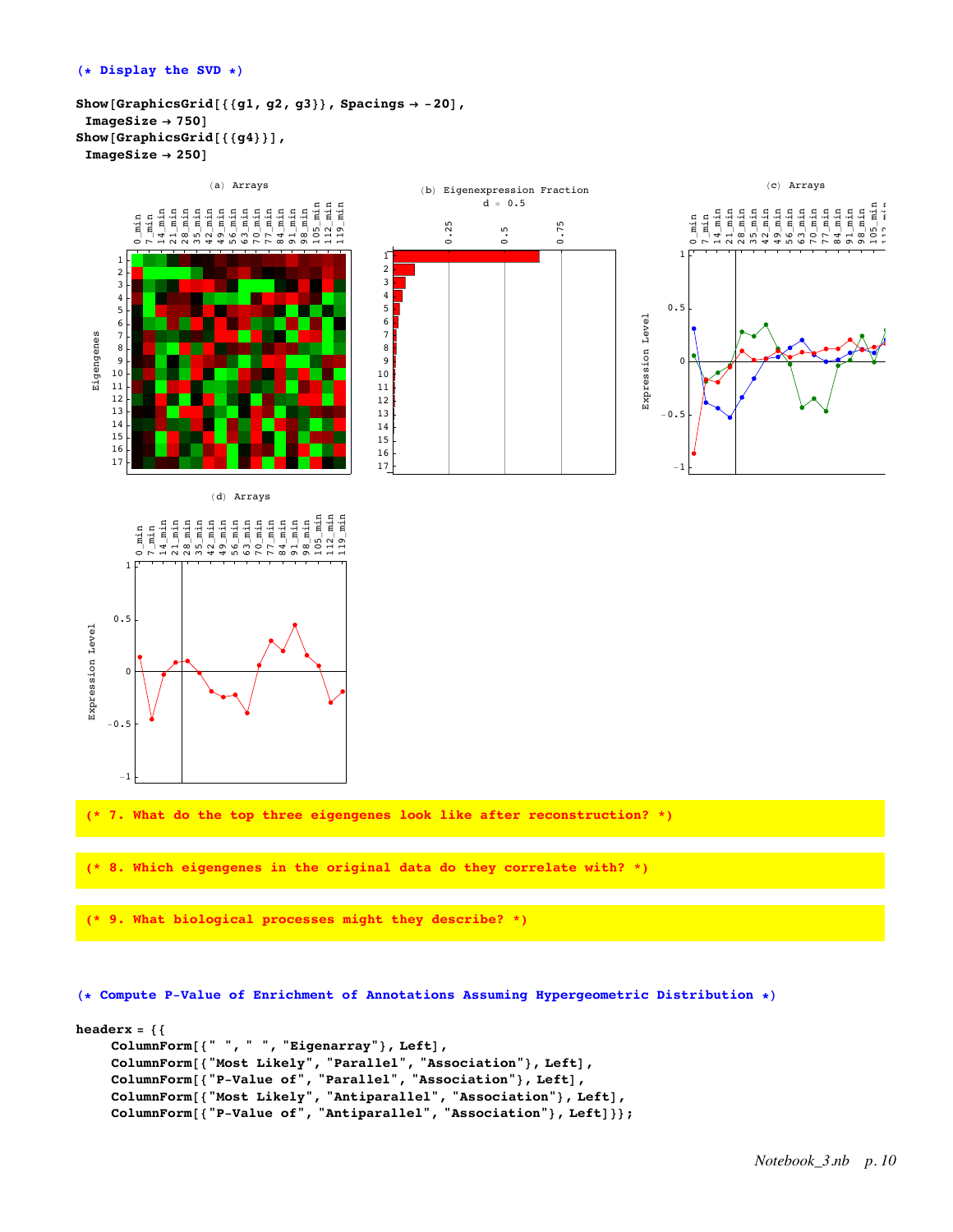```
(* Display the SVD *)

Show[GraphicsGrid[{{g1, g2, g3}}, Spacings → -20],
 ImageSize → 750]
Show[GraphicsGrid[{{g4}}],
 ImageSize → 250]
```

(a) Arrays

(b) Eigenexpression Fraction
d = 0.5

(c) Arrays

(d) Arrays

```
(* 7. What do the top three eigengenes look like after reconstruction? *)
```

```
(* 8. Which eigengenes in the original data do they correlate with? *)
```

```
(* 9. What biological processes might they describe? *)
```

```
(* Compute P-Value of Enrichment of Annotations Assuming Hypergeometric Distribution *)

headerx = {{
    ColumnForm[{" ", " ", "Eigenarray"}, Left],
    ColumnForm[{"Most Likely", "Parallel", "Association"}, Left],
    ColumnForm[{"P-Value of", "Parallel", "Association"}, Left],
    ColumnForm[{"Most Likely", "Antiparallel", "Association"}, Left],
    ColumnForm[{"P-Value of", "Antiparallel", "Association"}, Left]}};
```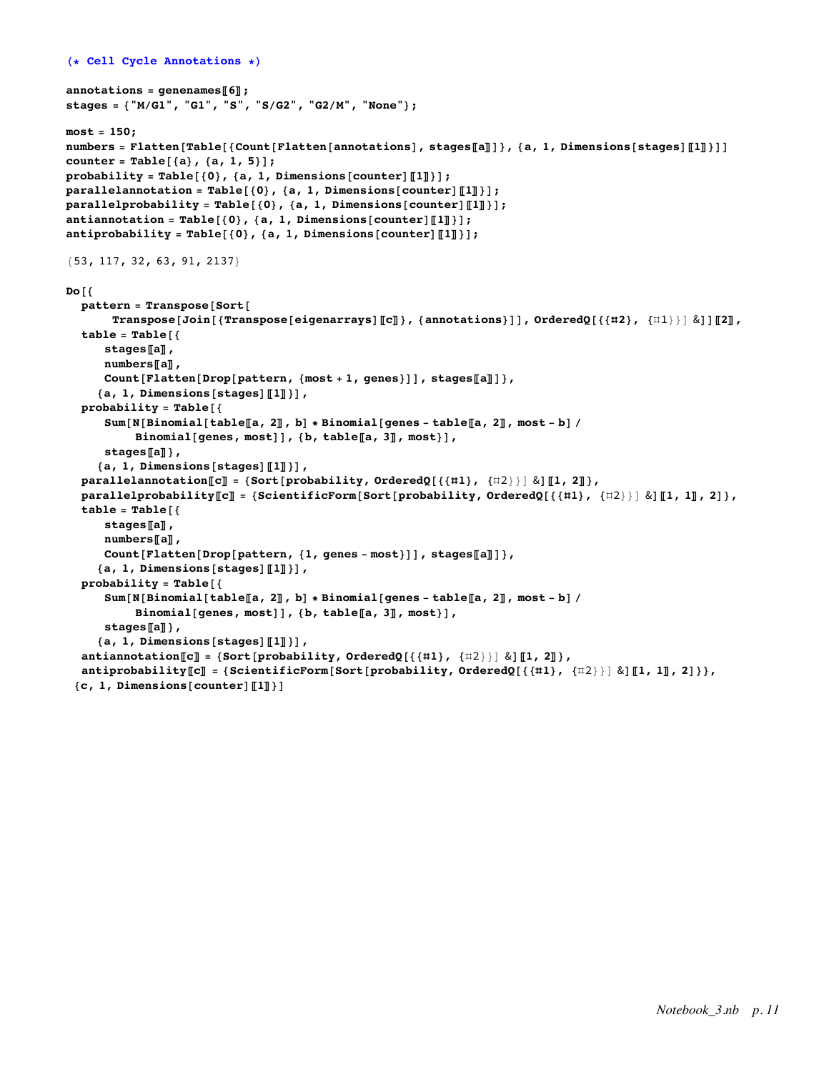```
(* Cell Cycle Annotations *)

annotations = genenames[[6]];
stages = {"M/G1", "G1", "S", "S/G2", "G2/M", "None"};

most = 150;
numbers = Flatten[Table[{Count[Flatten[annotations], stages[[a]]]}, {a, 1, Dimensions[stages][[1]]}]]
counter = Table[{a}, {a, 1, 5}];
probability = Table[{0}, {a, 1, Dimensions[counter][[1]]}];
parallelannotation = Table[{0}, {a, 1, Dimensions[counter][[1]]}];
parallelprobability = Table[{0}, {a, 1, Dimensions[counter][[1]]}];
antiannotation = Table[{0}, {a, 1, Dimensions[counter][[1]]}];
antiprobability = Table[{0}, {a, 1, Dimensions[counter][[1]]}];

{53, 117, 32, 63, 91, 2137}

Do[{
  pattern = Transpose[Sort[
      Transpose[Join[{Transpose[eigenarrays][[c]]}, {annotations}]], OrderedQ[{{#2}, {#1}}] &]][[2]],
  table = Table[{
     stages[[a]],
     numbers[[a]],
     Count[Flatten[Drop[pattern, {most + 1, genes}]], stages[[a]]]},
    {a, 1, Dimensions[stages][[1]]}],
  probability = Table[{
     Sum[N[Binomial[table[[a, 2]], b] * Binomial[genes - table[[a, 2]], most - b] /
         Binomial[genes, most]], {b, table[[a, 3]], most}],
     stages[[a]]},
    {a, 1, Dimensions[stages][[1]]}],
  parallelannotation[[c]] = {Sort[probability, OrderedQ[{{#1}, {#2}}] &][[1, 2]]},
  parallelprobability[[c]] = {ScientificForm[Sort[probability, OrderedQ[{{#1}, {#2}}] &][[1, 1]], 2]},
  table = Table[{
     stages[[a]],
     numbers[[a]],
     Count[Flatten[Drop[pattern, {1, genes - most}]], stages[[a]]]},
    {a, 1, Dimensions[stages][[1]]}],
  probability = Table[{
     Sum[N[Binomial[table[[a, 2]], b] * Binomial[genes - table[[a, 2]], most - b] /
         Binomial[genes, most]], {b, table[[a, 3]], most}],
     stages[[a]]},
    {a, 1, Dimensions[stages][[1]]}],
  antiannotation[[c]] = {Sort[probability, OrderedQ[{{#1}, {#2}}] &][[1, 2]]},
  antiprobability[[c]] = {ScientificForm[Sort[probability, OrderedQ[{{#1}, {#2}}] &][[1, 1]], 2]}},
 {c, 1, Dimensions[counter][[1]]}]
```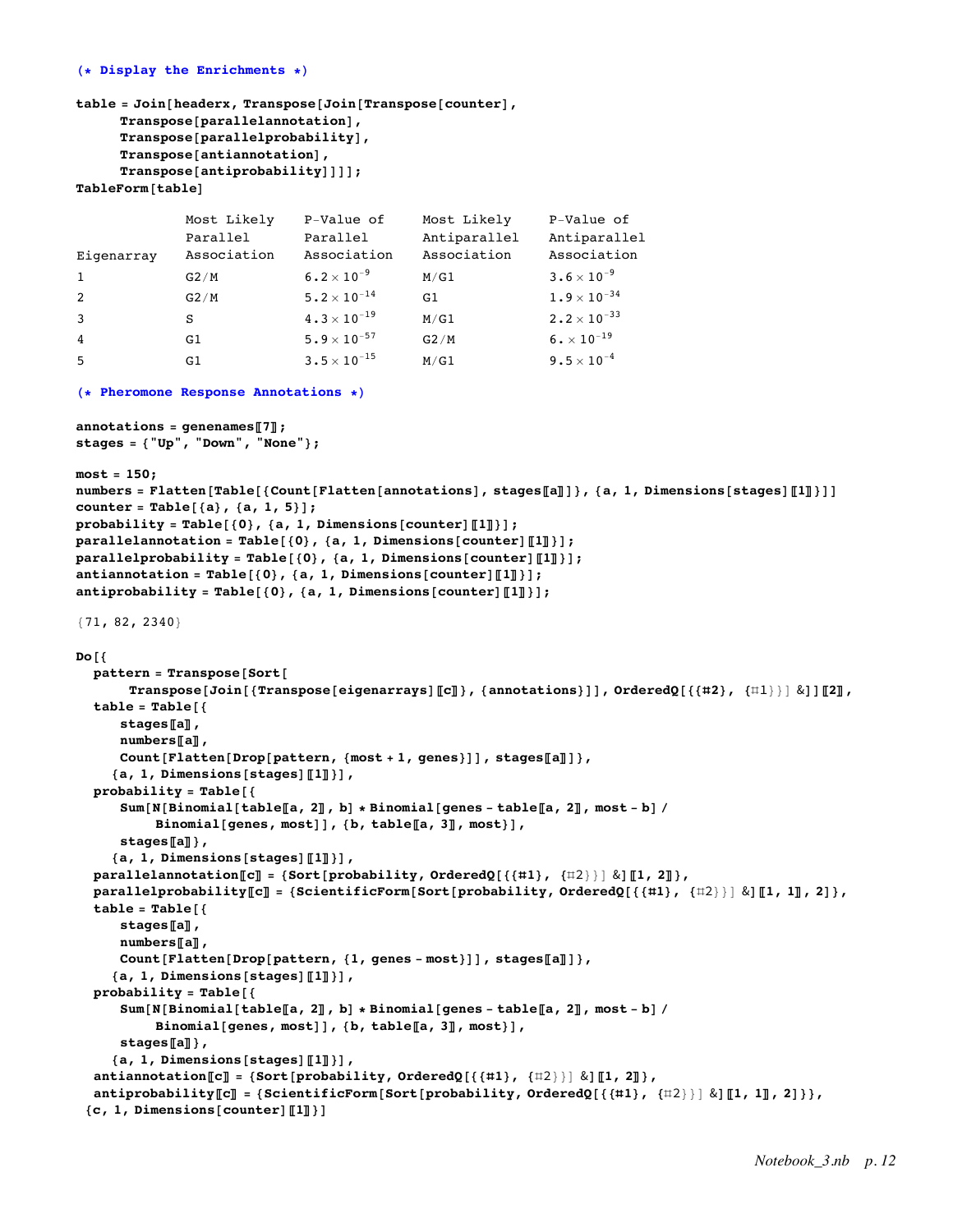```
(* Display the Enrichments *)

table = Join[headerx, Transpose[Join[Transpose[counter],
     Transpose[parallelannotation],
     Transpose[parallelprobability],
     Transpose[antiannotation],
     Transpose[antiprobability]]]];
TableForm[table]
```

| Eigenarray | Most Likely Parallel Association | P-Value of Parallel Association | Most Likely Antiparallel Association | P-Value of Antiparallel Association |
|---|---|---|---|---|
| 1 | G2/M | $6.2\times10^{-9}$ | M/G1 | $3.6\times10^{-9}$ |
| 2 | G2/M | $5.2\times10^{-14}$ | G1 | $1.9\times10^{-34}$ |
| 3 | S | $4.3\times10^{-19}$ | M/G1 | $2.2\times10^{-33}$ |
| 4 | G1 | $5.9\times10^{-57}$ | G2/M | $6.\times10^{-19}$ |
| 5 | G1 | $3.5\times10^{-15}$ | M/G1 | $9.5\times10^{-4}$ |

```
(* Pheromone Response Annotations *)

annotations = genenames[[7]];
stages = {"Up", "Down", "None"};

most = 150;
numbers = Flatten[Table[{Count[Flatten[annotations], stages[[a]]]}, {a, 1, Dimensions[stages][[1]]}]]
counter = Table[{a}, {a, 1, 5}];
probability = Table[{0}, {a, 1, Dimensions[counter][[1]]}];
parallelannotation = Table[{0}, {a, 1, Dimensions[counter][[1]]}];
parallelprobability = Table[{0}, {a, 1, Dimensions[counter][[1]]}];
antiannotation = Table[{0}, {a, 1, Dimensions[counter][[1]]}];
antiprobability = Table[{0}, {a, 1, Dimensions[counter][[1]]}];

{71, 82, 2340}

Do[{
  pattern = Transpose[Sort[
      Transpose[Join[{Transpose[eigenarrays][[c]]}, {annotations}]], OrderedQ[{{#2}, {#1}}] &]][[2]],
  table = Table[{
     stages[[a]],
     numbers[[a]],
     Count[Flatten[Drop[pattern, {most + 1, genes}]], stages[[a]]]},
    {a, 1, Dimensions[stages][[1]]}],
  probability = Table[{
     Sum[N[Binomial[table[[a, 2]], b] * Binomial[genes - table[[a, 2]], most - b] /
         Binomial[genes, most]], {b, table[[a, 3]], most}],
     stages[[a]]},
    {a, 1, Dimensions[stages][[1]]}],
  parallelannotation[[c]] = {Sort[probability, OrderedQ[{{#1}, {#2}}] &][[1, 2]]},
  parallelprobability[[c]] = {ScientificForm[Sort[probability, OrderedQ[{{#1}, {#2}}] &][[1, 1]], 2]},
  table = Table[{
     stages[[a]],
     numbers[[a]],
     Count[Flatten[Drop[pattern, {1, genes - most}]], stages[[a]]]},
    {a, 1, Dimensions[stages][[1]]}],
  probability = Table[{
     Sum[N[Binomial[table[[a, 2]], b] * Binomial[genes - table[[a, 2]], most - b] /
         Binomial[genes, most]], {b, table[[a, 3]], most}],
     stages[[a]]},
    {a, 1, Dimensions[stages][[1]]}],
  antiannotation[[c]] = {Sort[probability, OrderedQ[{{#1}, {#2}}] &][[1, 2]]},
  antiprobability[[c]] = {ScientificForm[Sort[probability, OrderedQ[{{#1}, {#2}}] &][[1, 1]], 2]}},
 {c, 1, Dimensions[counter][[1]]}]
```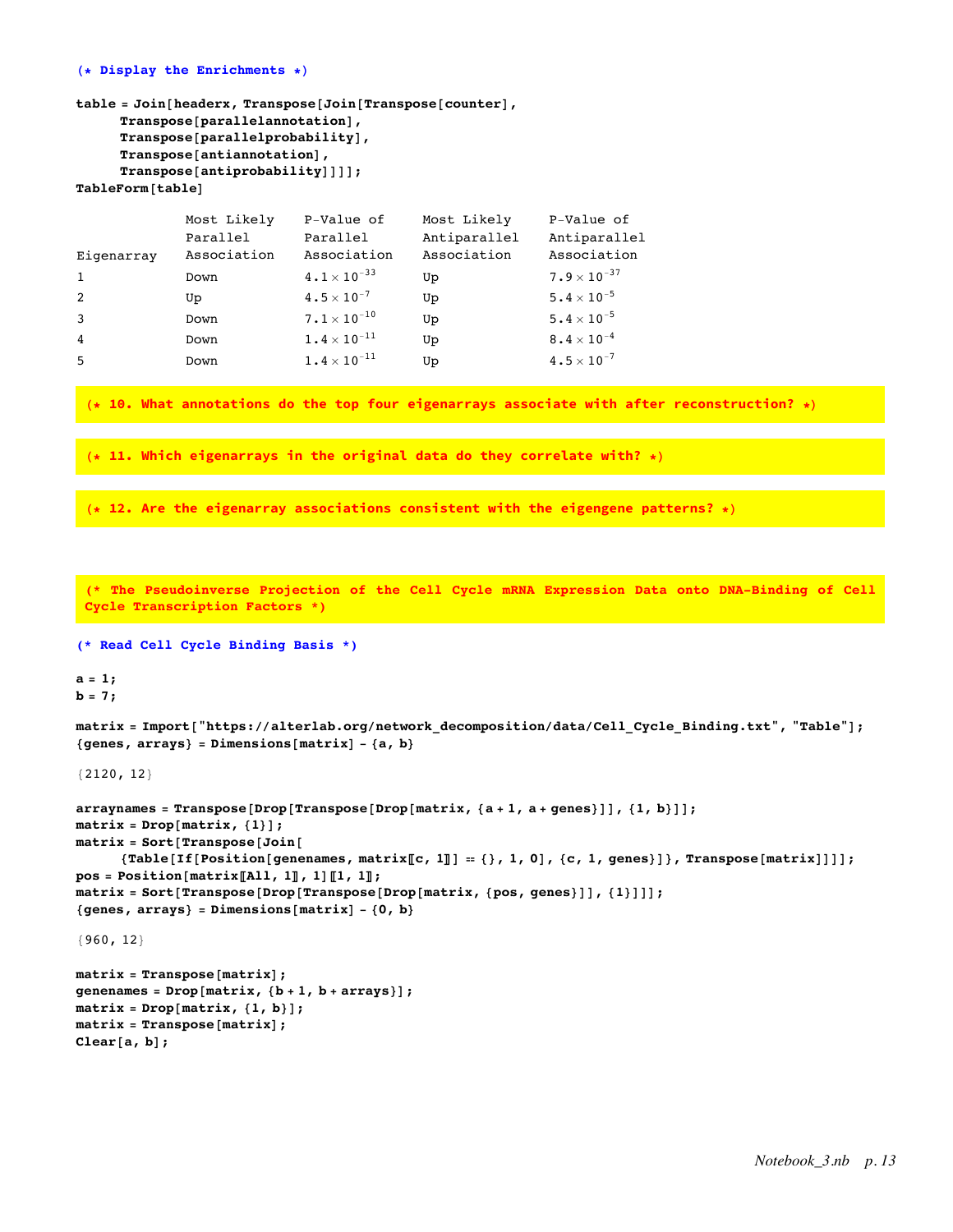```
(* Display the Enrichments *)

table = Join[headerx, Transpose[Join[Transpose[counter],
      Transpose[parallelannotation],
      Transpose[parallelprobability],
      Transpose[antiannotation],
      Transpose[antiprobability]]]];
TableForm[table]
```

| Eigenarray | Most Likely Parallel Association | P-Value of Parallel Association | Most Likely Antiparallel Association | P-Value of Antiparallel Association |
|---|---|---|---|---|
| 1 | Down | $4.1\times10^{-33}$ | Up | $7.9\times10^{-37}$ |
| 2 | Up | $4.5\times10^{-7}$ | Up | $5.4\times10^{-5}$ |
| 3 | Down | $7.1\times10^{-10}$ | Up | $5.4\times10^{-5}$ |
| 4 | Down | $1.4\times10^{-11}$ | Up | $8.4\times10^{-4}$ |
| 5 | Down | $1.4\times10^{-11}$ | Up | $4.5\times10^{-7}$ |

**(\* 10. What annotations do the top four eigenarrays associate with after reconstruction? \*)**

**(\* 11. Which eigenarrays in the original data do they correlate with? \*)**

**(\* 12. Are the eigenarray associations consistent with the eigengene patterns? \*)**

**(\* The Pseudoinverse Projection of the Cell Cycle mRNA Expression Data onto DNA-Binding of Cell Cycle Transcription Factors \*)**

```
(* Read Cell Cycle Binding Basis *)

a = 1;
b = 7;

matrix = Import["https://alterlab.org/network_decomposition/data/Cell_Cycle_Binding.txt", "Table"];
{genes, arrays} = Dimensions[matrix] - {a, b}

{2120, 12}

arraynames = Transpose[Drop[Transpose[Drop[matrix, {a + 1, a + genes}]], {1, b}]];
matrix = Drop[matrix, {1}];
matrix = Sort[Transpose[Join[
     {Table[If[Position[genenames, matrix[[c, 1]]] == {}, 1, 0], {c, 1, genes}]}, Transpose[matrix]]]];
pos = Position[matrix[[All, 1]], 1][[1, 1]];
matrix = Sort[Transpose[Drop[Transpose[Drop[matrix, {pos, genes}]], {1}]]];
{genes, arrays} = Dimensions[matrix] - {0, b}

{960, 12}

matrix = Transpose[matrix];
genenames = Drop[matrix, {b + 1, b + arrays}];
matrix = Drop[matrix, {1, b}];
matrix = Transpose[matrix];
Clear[a, b];
```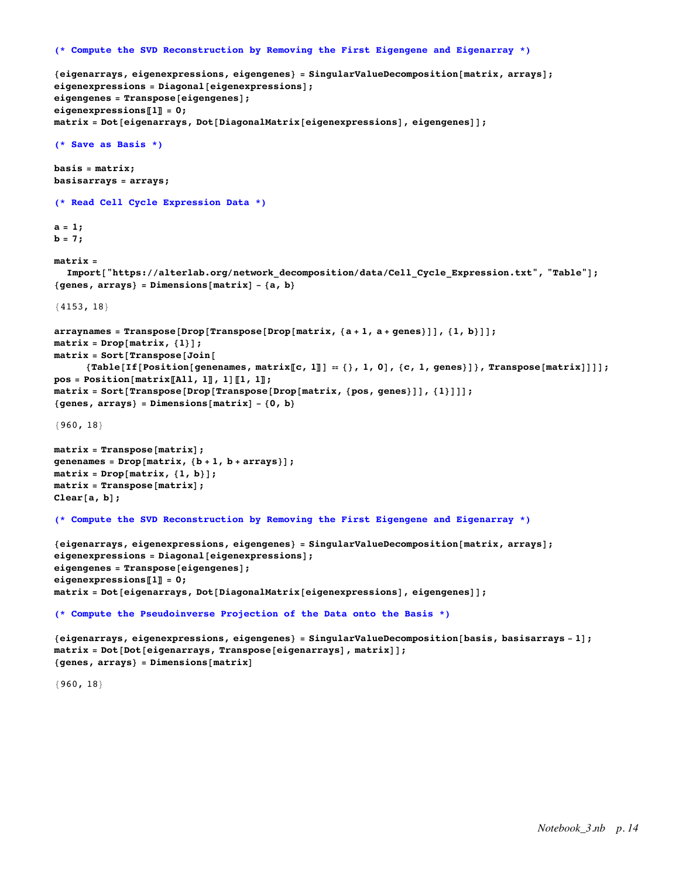```
(* Compute the SVD Reconstruction by Removing the First Eigengene and Eigenarray *)

{eigenarrays, eigenexpressions, eigengenes} = SingularValueDecomposition[matrix, arrays];
eigenexpressions = Diagonal[eigenexpressions];
eigengenes = Transpose[eigengenes];
eigenexpressions[[1]] = 0;
matrix = Dot[eigenarrays, Dot[DiagonalMatrix[eigenexpressions], eigengenes]];

(* Save as Basis *)

basis = matrix;
basisarrays = arrays;

(* Read Cell Cycle Expression Data *)

a = 1;
b = 7;

matrix =
  Import["https://alterlab.org/network_decomposition/data/Cell_Cycle_Expression.txt", "Table"];
{genes, arrays} = Dimensions[matrix] - {a, b}

{4153, 18}

arraynames = Transpose[Drop[Transpose[Drop[matrix, {a + 1, a + genes}]], {1, b}]];
matrix = Drop[matrix, {1}];
matrix = Sort[Transpose[Join[
     {Table[If[Position[genenames, matrix[[c, 1]]] == {}, 1, 0], {c, 1, genes}]}, Transpose[matrix]]]];
pos = Position[matrix[[All, 1]], 1][[1, 1]];
matrix = Sort[Transpose[Drop[Transpose[Drop[matrix, {pos, genes}]], {1}]]];
{genes, arrays} = Dimensions[matrix] - {0, b}

{960, 18}

matrix = Transpose[matrix];
genenames = Drop[matrix, {b + 1, b + arrays}];
matrix = Drop[matrix, {1, b}];
matrix = Transpose[matrix];
Clear[a, b];

(* Compute the SVD Reconstruction by Removing the First Eigengene and Eigenarray *)

{eigenarrays, eigenexpressions, eigengenes} = SingularValueDecomposition[matrix, arrays];
eigenexpressions = Diagonal[eigenexpressions];
eigengenes = Transpose[eigengenes];
eigenexpressions[[1]] = 0;
matrix = Dot[eigenarrays, Dot[DiagonalMatrix[eigenexpressions], eigengenes]];

(* Compute the Pseudoinverse Projection of the Data onto the Basis *)

{eigenarrays, eigenexpressions, eigengenes} = SingularValueDecomposition[basis, basisarrays - 1];
matrix = Dot[Dot[eigenarrays, Transpose[eigenarrays], matrix]];
{genes, arrays} = Dimensions[matrix]

{960, 18}
```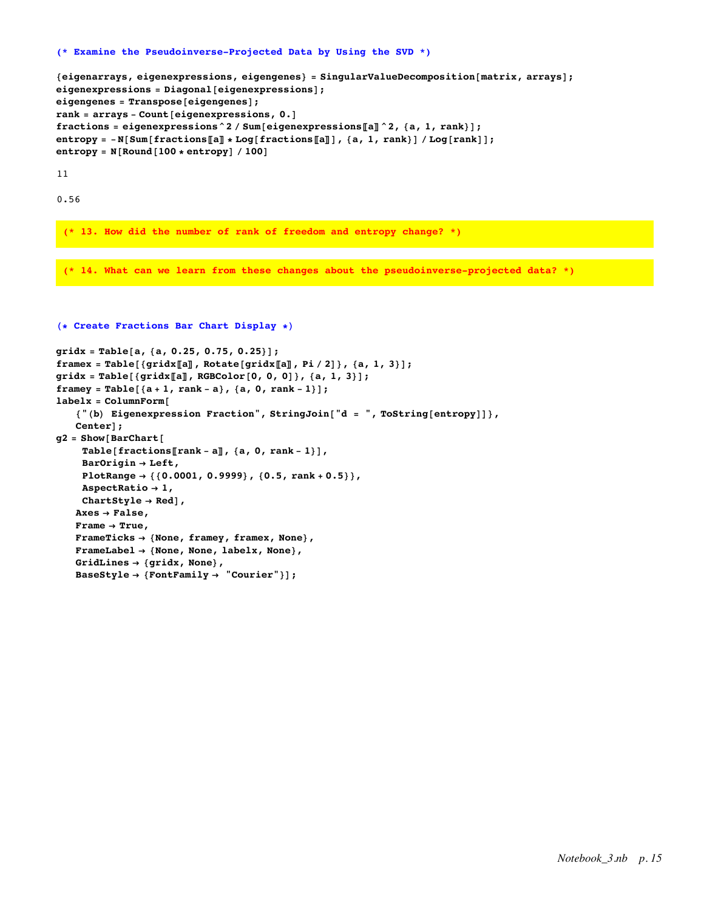```
(* Examine the Pseudoinverse-Projected Data by Using the SVD *)

{eigenarrays, eigenexpressions, eigengenes} = SingularValueDecomposition[matrix, arrays];
eigenexpressions = Diagonal[eigenexpressions];
eigengenes = Transpose[eigengenes];
rank = arrays - Count[eigenexpressions, 0.]
fractions = eigenexpressions^2 / Sum[eigenexpressions[[a]]^2, {a, 1, rank}];
entropy = -N[Sum[fractions[[a]] * Log[fractions[[a]]], {a, 1, rank}] / Log[rank]];
entropy = N[Round[100 * entropy] / 100]
```

```
11
```

```
0.56
```

```
(* 13. How did the number of rank of freedom and entropy change? *)
```

```
(* 14. What can we learn from these changes about the pseudoinverse-projected data? *)
```

```
(* Create Fractions Bar Chart Display *)

gridx = Table[a, {a, 0.25, 0.75, 0.25}];
framex = Table[{gridx[[a]], Rotate[gridx[[a]], Pi / 2]}, {a, 1, 3}];
gridx = Table[{gridx[[a]], RGBColor[0, 0, 0]}, {a, 1, 3}];
framey = Table[{a + 1, rank - a}, {a, 0, rank - 1}];
labelx = ColumnForm[
   {"(b) Eigenexpression Fraction", StringJoin["d = ", ToString[entropy]]},
   Center];
g2 = Show[BarChart[
    Table[fractions[[rank - a]], {a, 0, rank - 1}],
    BarOrigin → Left,
    PlotRange → {{0.0001, 0.9999}, {0.5, rank + 0.5}},
    AspectRatio → 1,
    ChartStyle → Red],
   Axes → False,
   Frame → True,
   FrameTicks → {None, framey, framex, None},
   FrameLabel → {None, None, labelx, None},
   GridLines → {gridx, None},
   BaseStyle → {FontFamily → "Courier"}];
```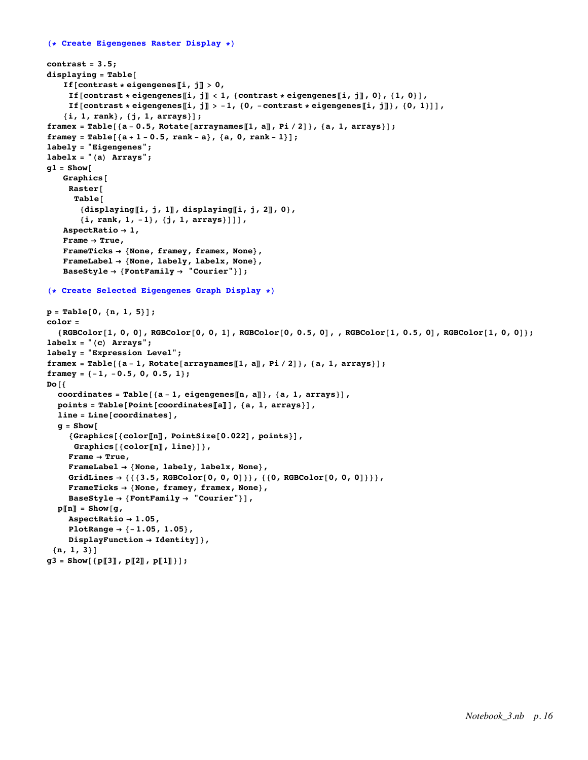```
(* Create Eigengenes Raster Display *)

contrast = 3.5;
displaying = Table[
    If[contrast * eigengenes⟦i, j⟧ > 0,
     If[contrast * eigengenes⟦i, j⟧ < 1, {contrast * eigengenes⟦i, j⟧, 0}, {1, 0}],
     If[contrast * eigengenes⟦i, j⟧ > -1, {0, -contrast * eigengenes⟦i, j⟧}, {0, 1}]],
    {i, 1, rank}, {j, 1, arrays}];
framex = Table[{a - 0.5, Rotate[arraynames⟦1, a⟧, Pi / 2]}, {a, 1, arrays}];
framey = Table[{a + 1 - 0.5, rank - a}, {a, 0, rank - 1}];
labely = "Eigengenes";
labelx = "(a) Arrays";
g1 = Show[
    Graphics[
     Raster[
      Table[
       {displaying⟦i, j, 1⟧, displaying⟦i, j, 2⟧, 0},
       {i, rank, 1, -1}, {j, 1, arrays}]]],
    AspectRatio → 1,
    Frame → True,
    FrameTicks → {None, framey, framex, None},
    FrameLabel → {None, labely, labelx, None},
    BaseStyle → {FontFamily → "Courier"}];

(* Create Selected Eigengenes Graph Display *)

p = Table[0, {n, 1, 5}];
color =
  {RGBColor[1, 0, 0], RGBColor[0, 0, 1], RGBColor[0, 0.5, 0], , RGBColor[1, 0.5, 0], RGBColor[1, 0, 0]};
labelx = "(c) Arrays";
labely = "Expression Level";
framex = Table[{a - 1, Rotate[arraynames⟦1, a⟧, Pi / 2]}, {a, 1, arrays}];
framey = {-1, -0.5, 0, 0.5, 1};
Do[{
  coordinates = Table[{a - 1, eigengenes⟦n, a⟧}, {a, 1, arrays}],
  points = Table[Point[coordinates⟦a⟧], {a, 1, arrays}],
  line = Line[coordinates],
  g = Show[
    {Graphics[{color⟦n⟧, PointSize[0.022], points}],
     Graphics[{color⟦n⟧, line}]},
    Frame → True,
    FrameLabel → {None, labely, labelx, None},
    GridLines → {{{3.5, RGBColor[0, 0, 0]}}, {{0, RGBColor[0, 0, 0]}}},
    FrameTicks → {None, framey, framex, None},
    BaseStyle → {FontFamily → "Courier"}],
  p⟦n⟧ = Show[g,
    AspectRatio → 1.05,
    PlotRange → {-1.05, 1.05},
    DisplayFunction → Identity]},
 {n, 1, 3}]
g3 = Show[{p⟦3⟧, p⟦2⟧, p⟦1⟧}];
```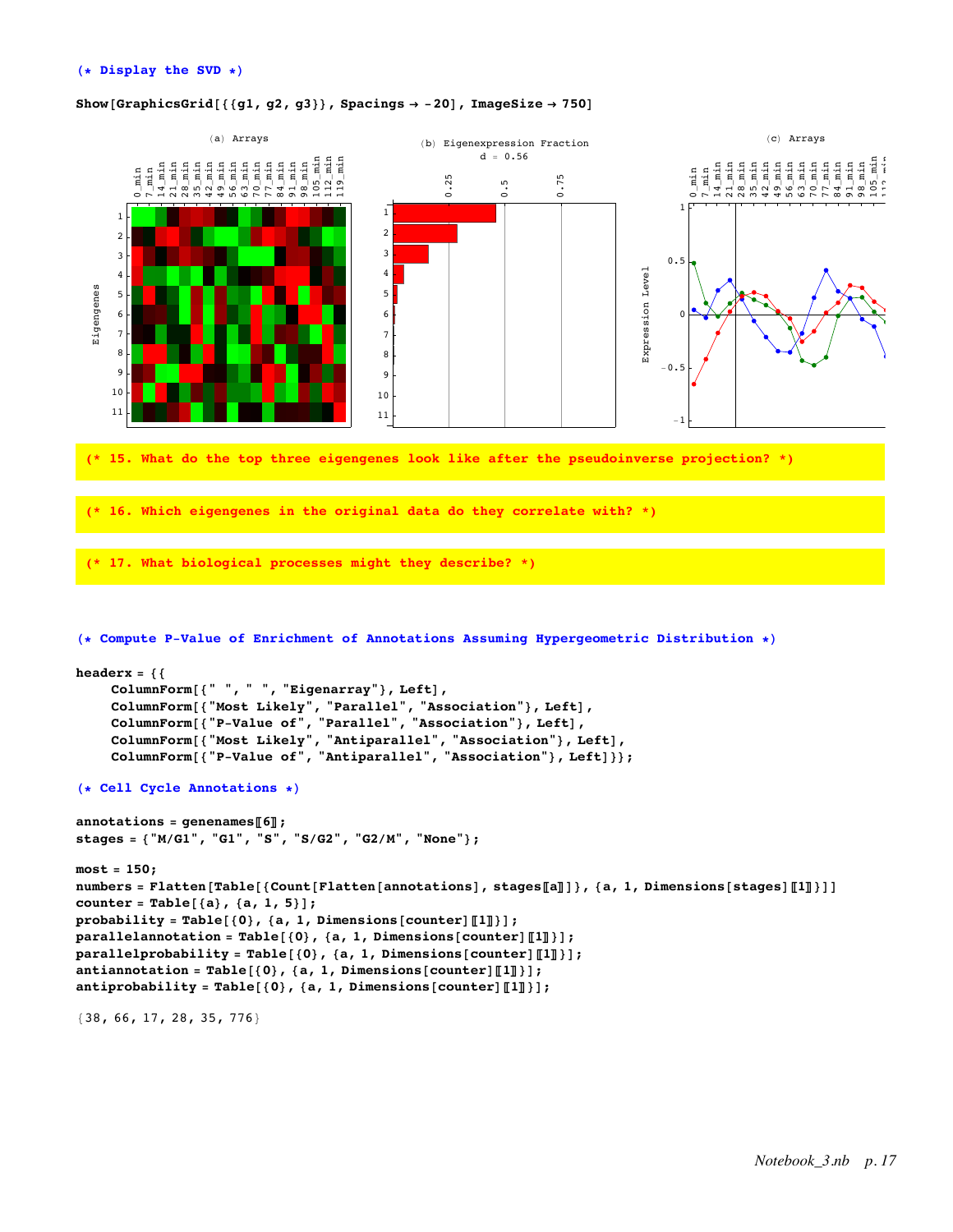```
(* Display the SVD *)

Show[GraphicsGrid[{{g1, g2, g3}}, Spacings → -20], ImageSize → 750]
```

```
(* 15. What do the top three eigengenes look like after the pseudoinverse projection? *)
```

```
(* 16. Which eigengenes in the original data do they correlate with? *)
```

```
(* 17. What biological processes might they describe? *)
```

```
(* Compute P-Value of Enrichment of Annotations Assuming Hypergeometric Distribution *)

headerx = {{
    ColumnForm[{" ", " ", "Eigenarray"}, Left],
    ColumnForm[{"Most Likely", "Parallel", "Association"}, Left],
    ColumnForm[{"P-Value of", "Parallel", "Association"}, Left],
    ColumnForm[{"Most Likely", "Antiparallel", "Association"}, Left],
    ColumnForm[{"P-Value of", "Antiparallel", "Association"}, Left]}};

(* Cell Cycle Annotations *)

annotations = genenames[[6]];
stages = {"M/G1", "G1", "S", "S/G2", "G2/M", "None"};

most = 150;
numbers = Flatten[Table[{Count[Flatten[annotations], stages[[a]]]}, {a, 1, Dimensions[stages][[1]]}]]
counter = Table[{a}, {a, 1, 5}];
probability = Table[{0}, {a, 1, Dimensions[counter][[1]]}];
parallelannotation = Table[{0}, {a, 1, Dimensions[counter][[1]]}];
parallelprobability = Table[{0}, {a, 1, Dimensions[counter][[1]]}];
antiannotation = Table[{0}, {a, 1, Dimensions[counter][[1]]}];
antiprobability = Table[{0}, {a, 1, Dimensions[counter][[1]]}];

{38, 66, 17, 28, 35, 776}
```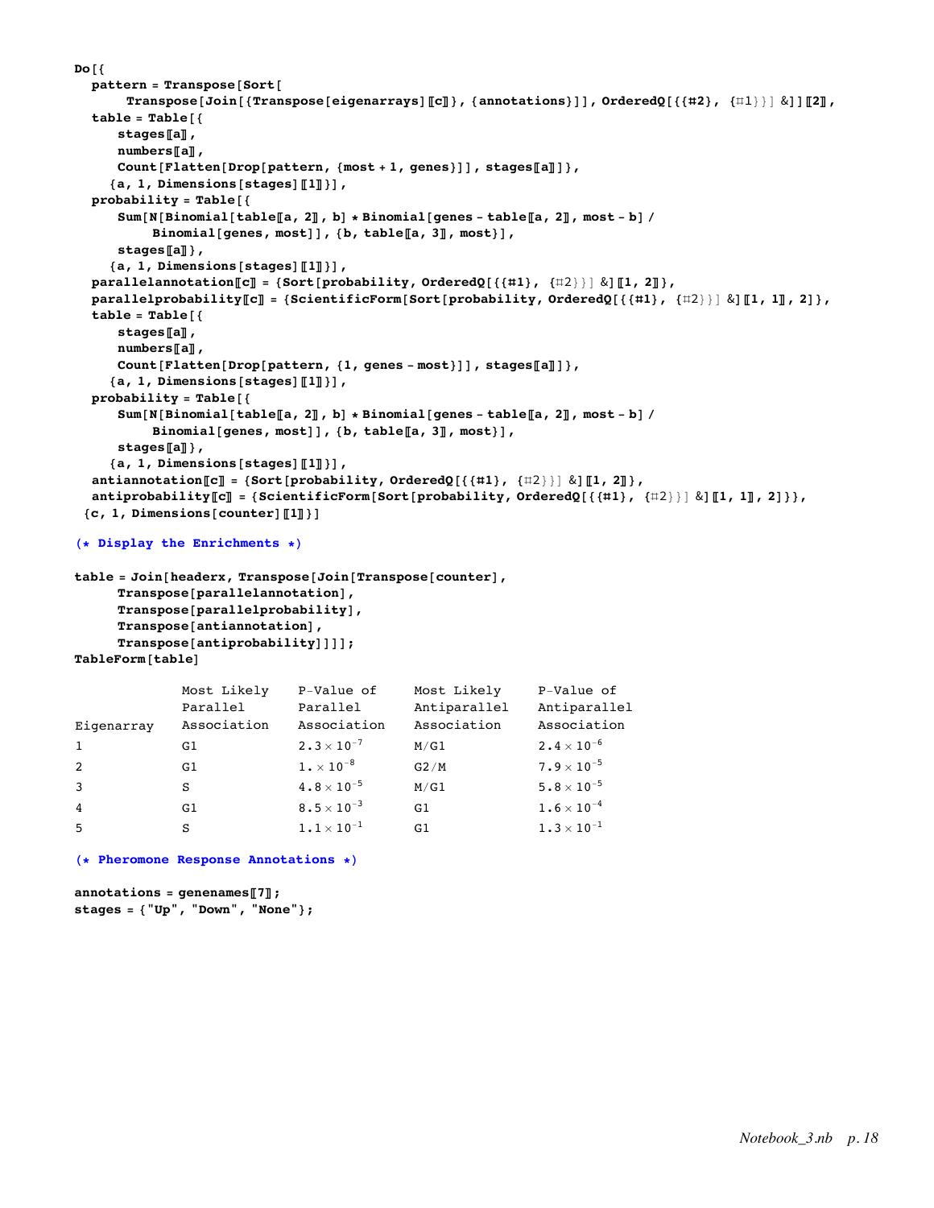```
Do[{
  pattern = Transpose[Sort[
      Transpose[Join[{Transpose[eigenarrays]⟦c⟧}, {annotations}]], OrderedQ[{{#2}, {#1}}] &]]⟦2⟧,
  table = Table[{
     stages⟦a⟧,
     numbers⟦a⟧,
     Count[Flatten[Drop[pattern, {most + 1, genes}]], stages⟦a⟧]},
    {a, 1, Dimensions[stages]⟦1⟧}],
  probability = Table[{
     Sum[N[Binomial[table⟦a, 2⟧, b] * Binomial[genes - table⟦a, 2⟧, most - b] /
         Binomial[genes, most]], {b, table⟦a, 3⟧, most}],
     stages⟦a⟧},
    {a, 1, Dimensions[stages]⟦1⟧}],
  parallelannotation⟦c⟧ = {Sort[probability, OrderedQ[{{#1}, {#2}}] &]⟦1, 2⟧},
  parallelprobability⟦c⟧ = {ScientificForm[Sort[probability, OrderedQ[{{#1}, {#2}}] &]⟦1, 1⟧, 2]},
  table = Table[{
     stages⟦a⟧,
     numbers⟦a⟧,
     Count[Flatten[Drop[pattern, {1, genes - most}]], stages⟦a⟧]},
    {a, 1, Dimensions[stages]⟦1⟧}],
  probability = Table[{
     Sum[N[Binomial[table⟦a, 2⟧, b] * Binomial[genes - table⟦a, 2⟧, most - b] /
         Binomial[genes, most]], {b, table⟦a, 3⟧, most}],
     stages⟦a⟧},
    {a, 1, Dimensions[stages]⟦1⟧}],
  antiannotation⟦c⟧ = {Sort[probability, OrderedQ[{{#1}, {#2}}] &]⟦1, 2⟧},
  antiprobability⟦c⟧ = {ScientificForm[Sort[probability, OrderedQ[{{#1}, {#2}}] &]⟦1, 1⟧, 2]}},
 {c, 1, Dimensions[counter]⟦1⟧}]

(* Display the Enrichments *)

table = Join[headerx, Transpose[Join[Transpose[counter],
     Transpose[parallelannotation],
     Transpose[parallelprobability],
     Transpose[antiannotation],
     Transpose[antiprobability]]]];
TableForm[table]
```

| Eigenarray | Most Likely Parallel Association | P-Value of Parallel Association | Most Likely Antiparallel Association | P-Value of Antiparallel Association |
|---|---|---|---|---|
| 1 | G1 | $2.3 \times 10^{-7}$ | M/G1 | $2.4 \times 10^{-6}$ |
| 2 | G1 | $1. \times 10^{-8}$ | G2/M | $7.9 \times 10^{-5}$ |
| 3 | S | $4.8 \times 10^{-5}$ | M/G1 | $5.8 \times 10^{-5}$ |
| 4 | G1 | $8.5 \times 10^{-3}$ | G1 | $1.6 \times 10^{-4}$ |
| 5 | S | $1.1 \times 10^{-1}$ | G1 | $1.3 \times 10^{-1}$ |

```
(* Pheromone Response Annotations *)

annotations = genenames⟦7⟧;
stages = {"Up", "Down", "None"};
```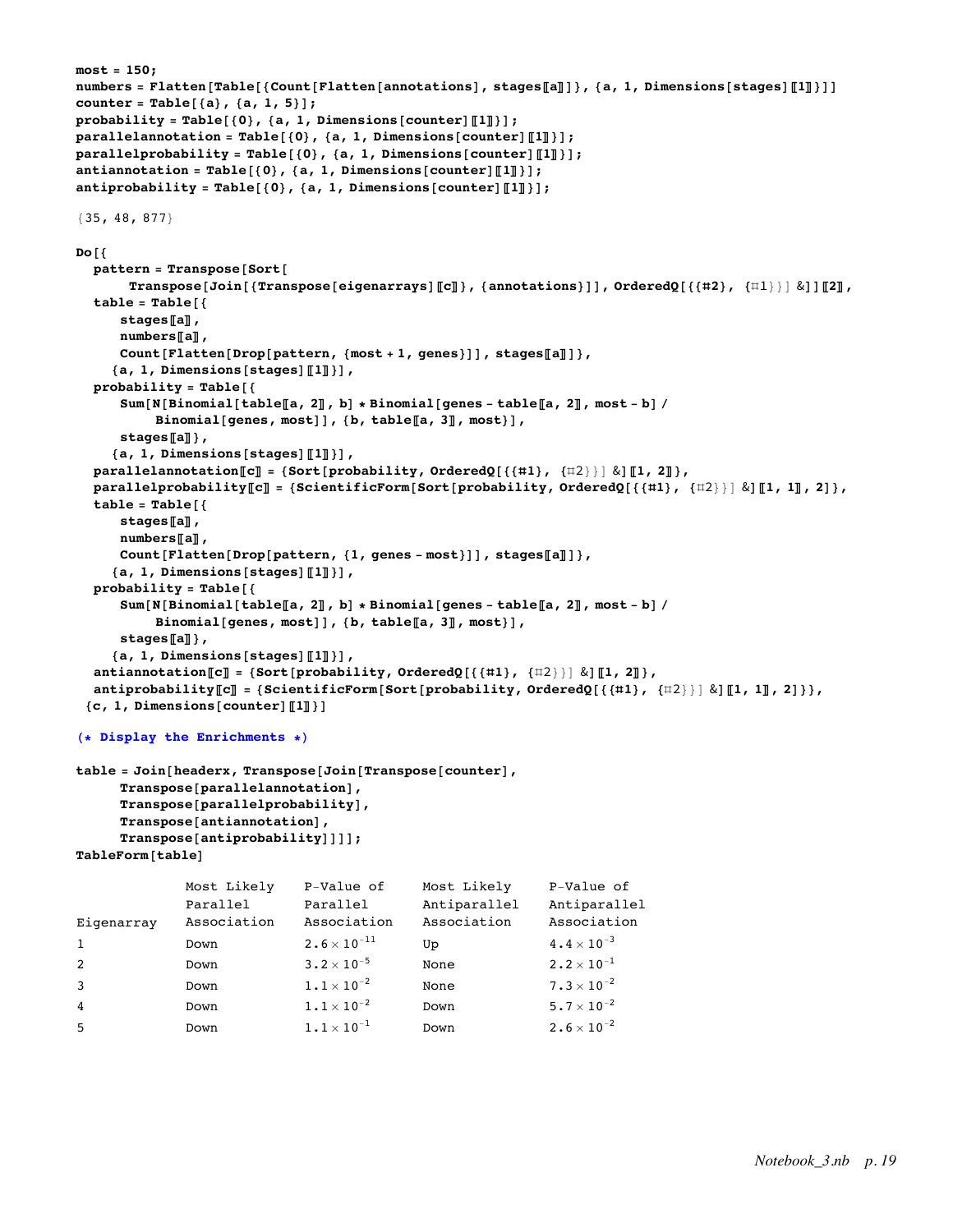```
most = 150;
numbers = Flatten[Table[{Count[Flatten[annotations], stages[[a]]]}, {a, 1, Dimensions[stages][[1]]}]]
counter = Table[{a}, {a, 1, 5}];
probability = Table[{0}, {a, 1, Dimensions[counter][[1]]}];
parallelannotation = Table[{0}, {a, 1, Dimensions[counter][[1]]}];
parallelprobability = Table[{0}, {a, 1, Dimensions[counter][[1]]}];
antiannotation = Table[{0}, {a, 1, Dimensions[counter][[1]]}];
antiprobability = Table[{0}, {a, 1, Dimensions[counter][[1]]}];
```

```
{35, 48, 877}
```

```
Do[{
  pattern = Transpose[Sort[
      Transpose[Join[{Transpose[eigenarrays][[c]]}, {annotations}]], OrderedQ[{{#2}, {#1}}] &]][[2]],
  table = Table[{
     stages[[a]],
     numbers[[a]],
     Count[Flatten[Drop[pattern, {most + 1, genes}]], stages[[a]]]},
    {a, 1, Dimensions[stages][[1]]}],
  probability = Table[{
     Sum[N[Binomial[table[[a, 2]], b] * Binomial[genes - table[[a, 2]], most - b] /
         Binomial[genes, most]], {b, table[[a, 3]], most}],
     stages[[a]]},
    {a, 1, Dimensions[stages][[1]]}],
  parallelannotation[[c]] = {Sort[probability, OrderedQ[{{#1}, {#2}}] &][[1, 2]]},
  parallelprobability[[c]] = {ScientificForm[Sort[probability, OrderedQ[{{#1}, {#2}}] &][[1, 1]], 2]},
  table = Table[{
     stages[[a]],
     numbers[[a]],
     Count[Flatten[Drop[pattern, {1, genes - most}]], stages[[a]]]},
    {a, 1, Dimensions[stages][[1]]}],
  probability = Table[{
     Sum[N[Binomial[table[[a, 2]], b] * Binomial[genes - table[[a, 2]], most - b] /
         Binomial[genes, most]], {b, table[[a, 3]], most}],
     stages[[a]]},
    {a, 1, Dimensions[stages][[1]]}],
  antiannotation[[c]] = {Sort[probability, OrderedQ[{{#1}, {#2}}] &][[1, 2]]},
  antiprobability[[c]] = {ScientificForm[Sort[probability, OrderedQ[{{#1}, {#2}}] &][[1, 1]], 2]}},
 {c, 1, Dimensions[counter][[1]]}]

(* Display the Enrichments *)

table = Join[headerx, Transpose[Join[Transpose[counter],
     Transpose[parallelannotation],
     Transpose[parallelprobability],
     Transpose[antiannotation],
     Transpose[antiprobability]]]];
TableForm[table]
```

| Eigenarray | Most Likely Parallel Association | P-Value of Parallel Association | Most Likely Antiparallel Association | P-Value of Antiparallel Association |
|---|---|---|---|---|
| 1 | Down | $2.6 \times 10^{-11}$ | Up | $4.4 \times 10^{-3}$ |
| 2 | Down | $3.2 \times 10^{-5}$ | None | $2.2 \times 10^{-1}$ |
| 3 | Down | $1.1 \times 10^{-2}$ | None | $7.3 \times 10^{-2}$ |
| 4 | Down | $1.1 \times 10^{-2}$ | Down | $5.7 \times 10^{-2}$ |
| 5 | Down | $1.1 \times 10^{-1}$ | Down | $2.6 \times 10^{-2}$ |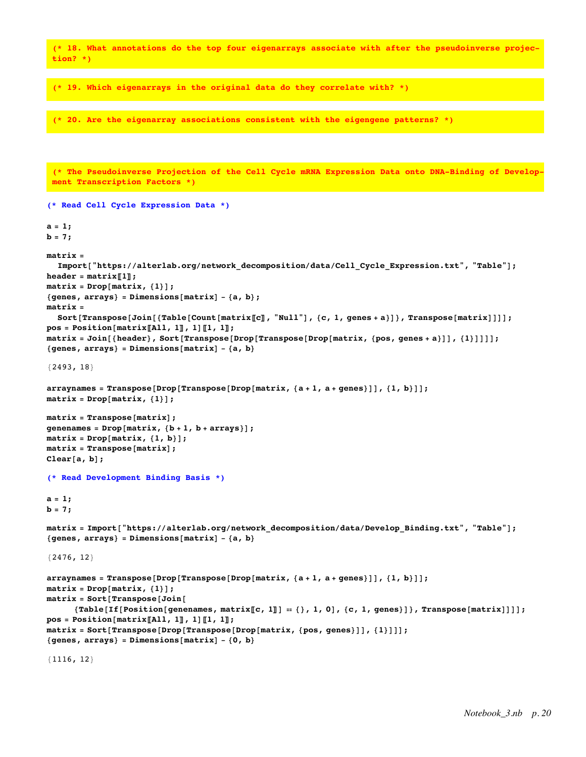```
(* 18. What annotations do the top four eigenarrays associate with after the pseudoinverse projection? *)
```

```
(* 19. Which eigenarrays in the original data do they correlate with? *)
```

```
(* 20. Are the eigenarray associations consistent with the eigengene patterns? *)
```

```
(* The Pseudoinverse Projection of the Cell Cycle mRNA Expression Data onto DNA-Binding of Development Transcription Factors *)
```

```
(* Read Cell Cycle Expression Data *)

a = 1;
b = 7;

matrix =
  Import["https://alterlab.org/network_decomposition/data/Cell_Cycle_Expression.txt", "Table"];
header = matrix[[1]];
matrix = Drop[matrix, {1}];
{genes, arrays} = Dimensions[matrix] - {a, b};
matrix =
  Sort[Transpose[Join[{Table[Count[matrix[[c]], "Null"], {c, 1, genes + a}]}, Transpose[matrix]]]];
pos = Position[matrix[[All, 1]], 1][[1, 1]];
matrix = Join[{header}, Sort[Transpose[Drop[Transpose[Drop[matrix, {pos, genes + a}]], {1}]]]];
{genes, arrays} = Dimensions[matrix] - {a, b}
```

```
{2493, 18}
```

```
arraynames = Transpose[Drop[Transpose[Drop[matrix, {a + 1, a + genes}]], {1, b}]];
matrix = Drop[matrix, {1}];

matrix = Transpose[matrix];
genenames = Drop[matrix, {b + 1, b + arrays}];
matrix = Drop[matrix, {1, b}];
matrix = Transpose[matrix];
Clear[a, b];
```

```
(* Read Development Binding Basis *)

a = 1;
b = 7;

matrix = Import["https://alterlab.org/network_decomposition/data/Develop_Binding.txt", "Table"];
{genes, arrays} = Dimensions[matrix] - {a, b}
```

```
{2476, 12}
```

```
arraynames = Transpose[Drop[Transpose[Drop[matrix, {a + 1, a + genes}]], {1, b}]];
matrix = Drop[matrix, {1}];
matrix = Sort[Transpose[Join[
     {Table[If[Position[genenames, matrix[[c, 1]]] == {}, 1, 0], {c, 1, genes}]}, Transpose[matrix]]]];
pos = Position[matrix[[All, 1]], 1][[1, 1]];
matrix = Sort[Transpose[Drop[Transpose[Drop[matrix, {pos, genes}]], {1}]]];
{genes, arrays} = Dimensions[matrix] - {0, b}
```

```
{1116, 12}
```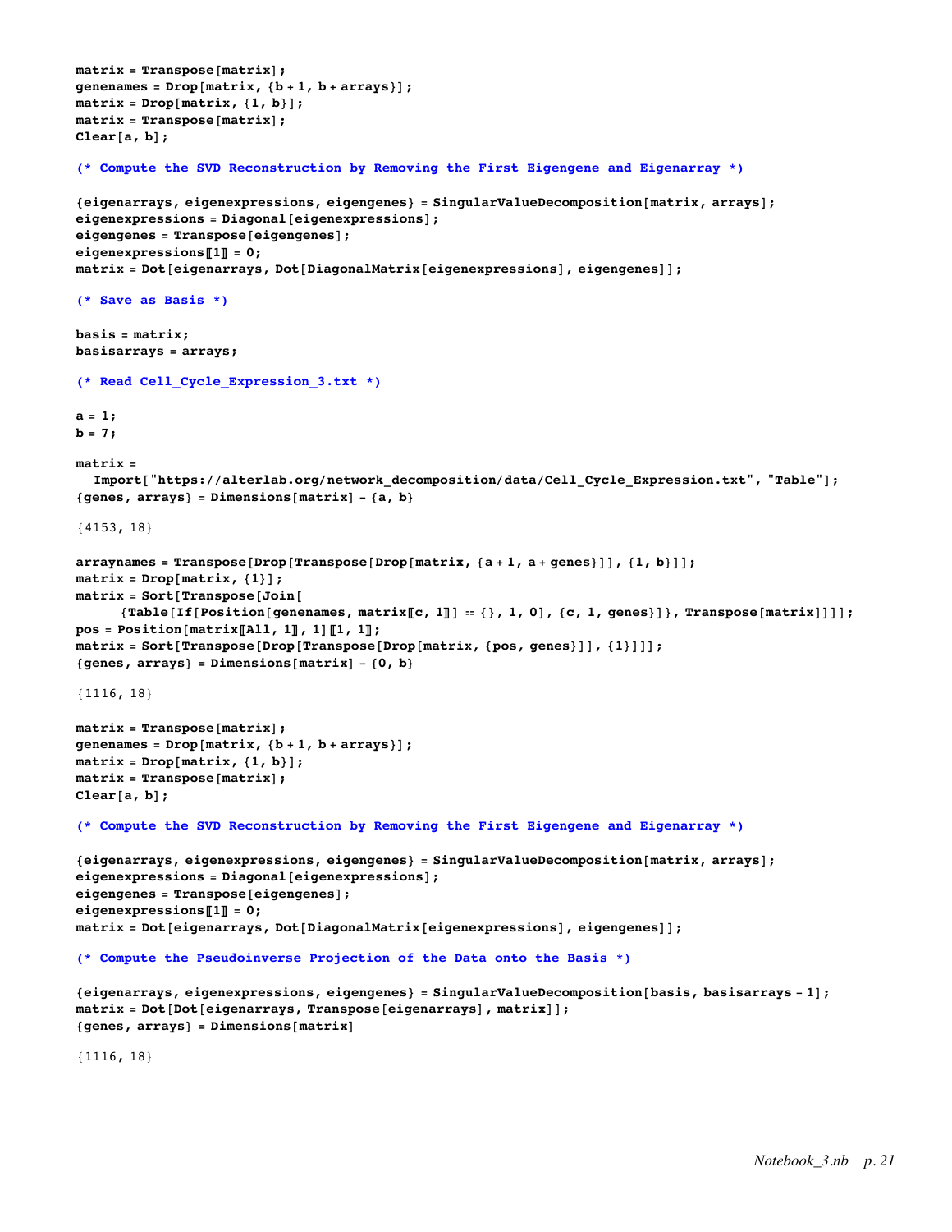```
matrix = Transpose[matrix];
genenames = Drop[matrix, {b + 1, b + arrays}];
matrix = Drop[matrix, {1, b}];
matrix = Transpose[matrix];
Clear[a, b];

(* Compute the SVD Reconstruction by Removing the First Eigengene and Eigenarray *)

{eigenarrays, eigenexpressions, eigengenes} = SingularValueDecomposition[matrix, arrays];
eigenexpressions = Diagonal[eigenexpressions];
eigengenes = Transpose[eigengenes];
eigenexpressions[[1]] = 0;
matrix = Dot[eigenarrays, Dot[DiagonalMatrix[eigenexpressions], eigengenes]];

(* Save as Basis *)

basis = matrix;
basisarrays = arrays;

(* Read Cell_Cycle_Expression_3.txt *)

a = 1;
b = 7;

matrix =
  Import["https://alterlab.org/network_decomposition/data/Cell_Cycle_Expression.txt", "Table"];
{genes, arrays} = Dimensions[matrix] - {a, b}

{4153, 18}

arraynames = Transpose[Drop[Transpose[Drop[matrix, {a + 1, a + genes}]], {1, b}]];
matrix = Drop[matrix, {1}];
matrix = Sort[Transpose[Join[
     {Table[If[Position[genenames, matrix[[c, 1]]] == {}, 1, 0], {c, 1, genes}]}, Transpose[matrix]]]];
pos = Position[matrix[[All, 1]], 1][[1, 1]];
matrix = Sort[Transpose[Drop[Transpose[Drop[matrix, {pos, genes}]], {1}]]];
{genes, arrays} = Dimensions[matrix] - {0, b}

{1116, 18}

matrix = Transpose[matrix];
genenames = Drop[matrix, {b + 1, b + arrays}];
matrix = Drop[matrix, {1, b}];
matrix = Transpose[matrix];
Clear[a, b];

(* Compute the SVD Reconstruction by Removing the First Eigengene and Eigenarray *)

{eigenarrays, eigenexpressions, eigengenes} = SingularValueDecomposition[matrix, arrays];
eigenexpressions = Diagonal[eigenexpressions];
eigengenes = Transpose[eigengenes];
eigenexpressions[[1]] = 0;
matrix = Dot[eigenarrays, Dot[DiagonalMatrix[eigenexpressions], eigengenes]];

(* Compute the Pseudoinverse Projection of the Data onto the Basis *)

{eigenarrays, eigenexpressions, eigengenes} = SingularValueDecomposition[basis, basisarrays - 1];
matrix = Dot[Dot[eigenarrays, Transpose[eigenarrays], matrix]];
{genes, arrays} = Dimensions[matrix]

{1116, 18}
```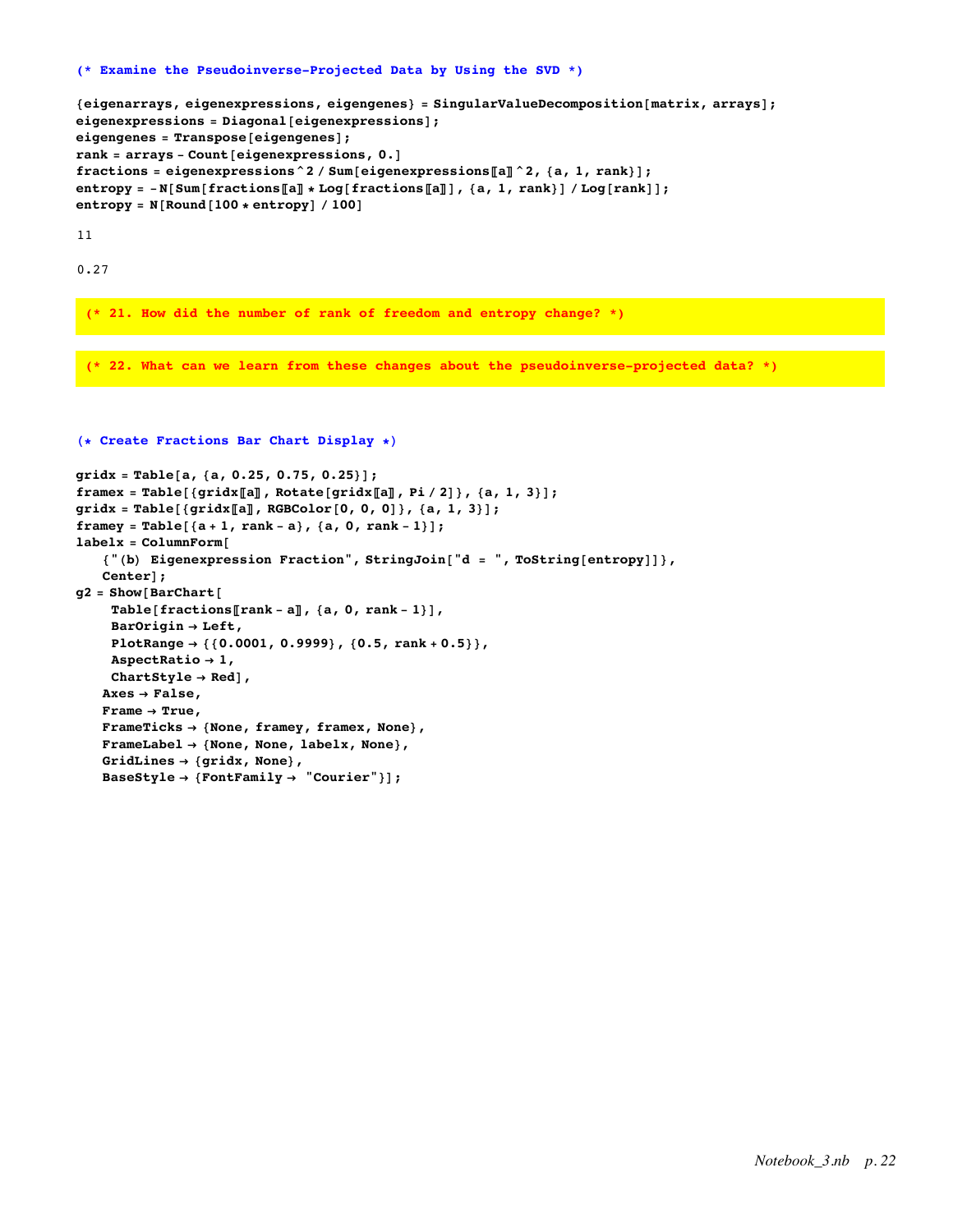```
(* Examine the Pseudoinverse-Projected Data by Using the SVD *)

{eigenarrays, eigenexpressions, eigengenes} = SingularValueDecomposition[matrix, arrays];
eigenexpressions = Diagonal[eigenexpressions];
eigengenes = Transpose[eigengenes];
rank = arrays - Count[eigenexpressions, 0.]
fractions = eigenexpressions^2 / Sum[eigenexpressions[[a]]^2, {a, 1, rank}];
entropy = -N[Sum[fractions[[a]] * Log[fractions[[a]]], {a, 1, rank}] / Log[rank]];
entropy = N[Round[100 * entropy] / 100]
```

```
11
```

```
0.27
```

```
(* 21. How did the number of rank of freedom and entropy change? *)
```

```
(* 22. What can we learn from these changes about the pseudoinverse-projected data? *)
```

```
(* Create Fractions Bar Chart Display *)

gridx = Table[a, {a, 0.25, 0.75, 0.25}];
framex = Table[{gridx[[a]], Rotate[gridx[[a]], Pi / 2]}, {a, 1, 3}];
gridx = Table[{gridx[[a]], RGBColor[0, 0, 0]}, {a, 1, 3}];
framey = Table[{a + 1, rank - a}, {a, 0, rank - 1}];
labelx = ColumnForm[
   {"(b) Eigenexpression Fraction", StringJoin["d = ", ToString[entropy]]},
   Center];
g2 = Show[BarChart[
     Table[fractions[[rank - a]], {a, 0, rank - 1}],
     BarOrigin → Left,
     PlotRange → {{0.0001, 0.9999}, {0.5, rank + 0.5}},
     AspectRatio → 1,
     ChartStyle → Red],
   Axes → False,
   Frame → True,
   FrameTicks → {None, framey, framex, None},
   FrameLabel → {None, None, labelx, None},
   GridLines → {gridx, None},
   BaseStyle → {FontFamily → "Courier"}];
```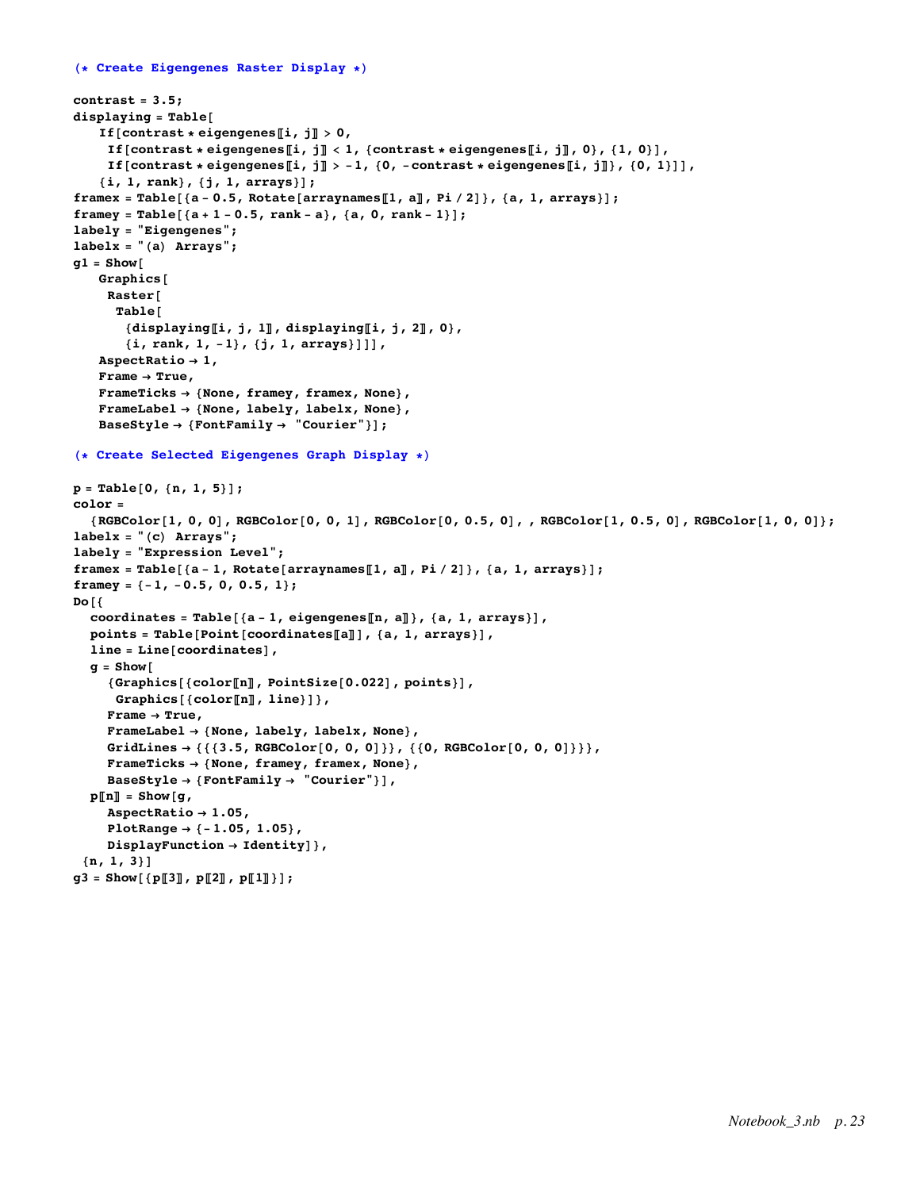```
(* Create Eigengenes Raster Display *)

contrast = 3.5;
displaying = Table[
   If[contrast * eigengenes⟦i, j⟧ > 0,
    If[contrast * eigengenes⟦i, j⟧ < 1, {contrast * eigengenes⟦i, j⟧, 0}, {1, 0}],
    If[contrast * eigengenes⟦i, j⟧ > -1, {0, -contrast * eigengenes⟦i, j⟧}, {0, 1}]],
   {i, 1, rank}, {j, 1, arrays}];
framex = Table[{a - 0.5, Rotate[arraynames⟦1, a⟧, Pi / 2]}, {a, 1, arrays}];
framey = Table[{a + 1 - 0.5, rank - a}, {a, 0, rank - 1}];
labely = "Eigengenes";
labelx = "(a) Arrays";
g1 = Show[
   Graphics[
    Raster[
     Table[
      {displaying⟦i, j, 1⟧, displaying⟦i, j, 2⟧, 0},
      {i, rank, 1, -1}, {j, 1, arrays}]]],
   AspectRatio → 1,
   Frame → True,
   FrameTicks → {None, framey, framex, None},
   FrameLabel → {None, labely, labelx, None},
   BaseStyle → {FontFamily → "Courier"}];

(* Create Selected Eigengenes Graph Display *)

p = Table[0, {n, 1, 5}];
color =
  {RGBColor[1, 0, 0], RGBColor[0, 0, 1], RGBColor[0, 0.5, 0], , RGBColor[1, 0.5, 0], RGBColor[1, 0, 0]};
labelx = "(c) Arrays";
labely = "Expression Level";
framex = Table[{a - 1, Rotate[arraynames⟦1, a⟧, Pi / 2]}, {a, 1, arrays}];
framey = {-1, -0.5, 0, 0.5, 1};
Do[{
  coordinates = Table[{a - 1, eigengenes⟦n, a⟧}, {a, 1, arrays}],
  points = Table[Point[coordinates⟦a⟧], {a, 1, arrays}],
  line = Line[coordinates],
  g = Show[
    {Graphics[{color⟦n⟧, PointSize[0.022], points}],
     Graphics[{color⟦n⟧, line}]},
    Frame → True,
    FrameLabel → {None, labely, labelx, None},
    GridLines → {{{3.5, RGBColor[0, 0, 0]}}, {{0, RGBColor[0, 0, 0]}}},
    FrameTicks → {None, framey, framex, None},
    BaseStyle → {FontFamily → "Courier"}],
  p⟦n⟧ = Show[g,
    AspectRatio → 1.05,
    PlotRange → {-1.05, 1.05},
    DisplayFunction → Identity]},
 {n, 1, 3}]
g3 = Show[{p⟦3⟧, p⟦2⟧, p⟦1⟧}];
```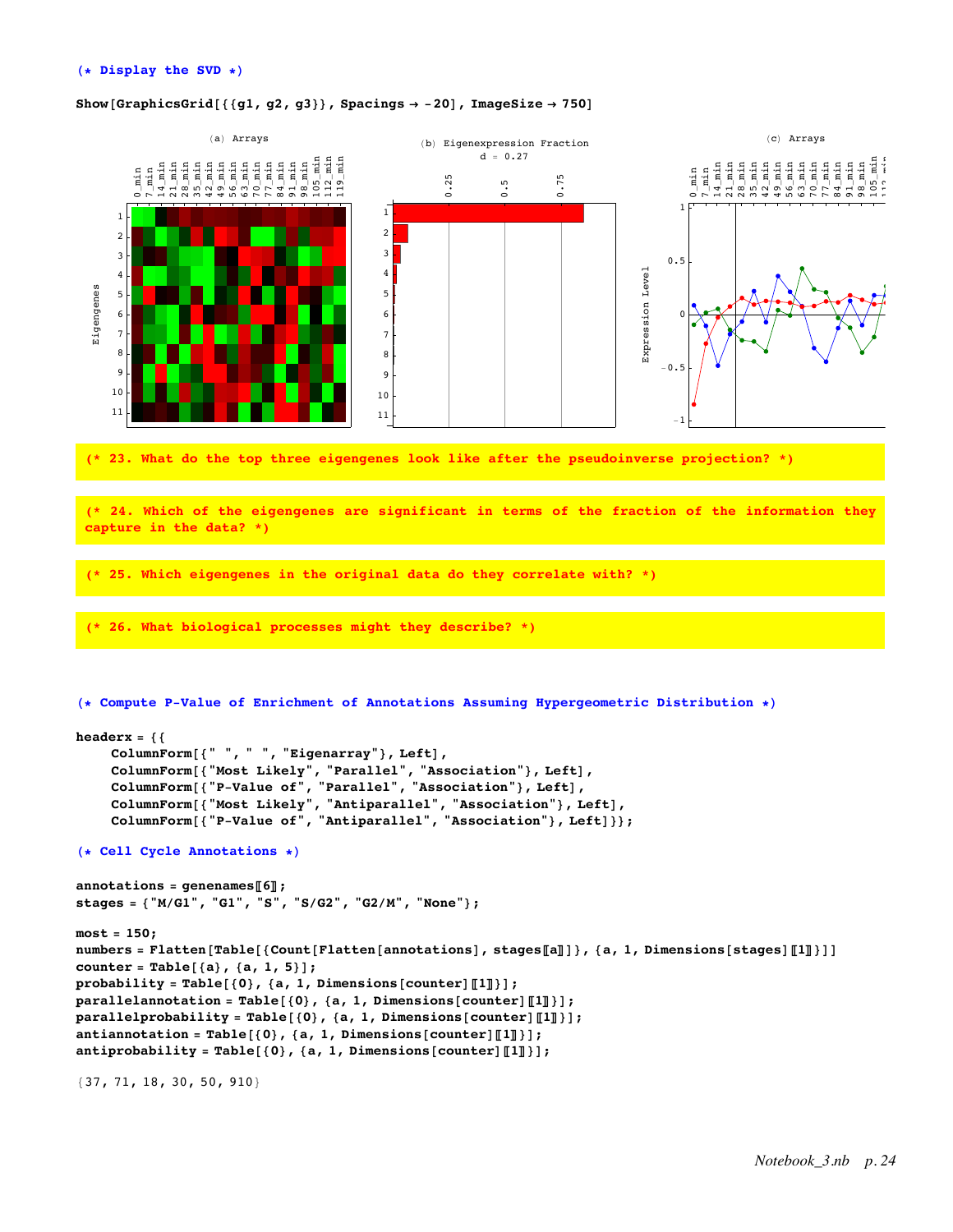```
(* Display the SVD *)

Show[GraphicsGrid[{{g1, g2, g3}}, Spacings → -20], ImageSize → 750]
```

```
(* 23. What do the top three eigengenes look like after the pseudoinverse projection? *)
```

```
(* 24. Which of the eigengenes are significant in terms of the fraction of the information they capture in the data? *)
```

```
(* 25. Which eigengenes in the original data do they correlate with? *)
```

```
(* 26. What biological processes might they describe? *)
```

```
(* Compute P-Value of Enrichment of Annotations Assuming Hypergeometric Distribution *)

headerx = {{
    ColumnForm[{" ", " ", "Eigenarray"}, Left],
    ColumnForm[{"Most Likely", "Parallel", "Association"}, Left],
    ColumnForm[{"P-Value of", "Parallel", "Association"}, Left],
    ColumnForm[{"Most Likely", "Antiparallel", "Association"}, Left],
    ColumnForm[{"P-Value of", "Antiparallel", "Association"}, Left]}};

(* Cell Cycle Annotations *)

annotations = genenames[[6]];
stages = {"M/G1", "G1", "S", "S/G2", "G2/M", "None"};

most = 150;
numbers = Flatten[Table[{Count[Flatten[annotations], stages[[a]]]}, {a, 1, Dimensions[stages][[1]]}]]
counter = Table[{a}, {a, 1, 5}];
probability = Table[{0}, {a, 1, Dimensions[counter][[1]]}];
parallelannotation = Table[{0}, {a, 1, Dimensions[counter][[1]]}];
parallelprobability = Table[{0}, {a, 1, Dimensions[counter][[1]]}];
antiannotation = Table[{0}, {a, 1, Dimensions[counter][[1]]}];
antiprobability = Table[{0}, {a, 1, Dimensions[counter][[1]]}];

{37, 71, 18, 30, 50, 910}
```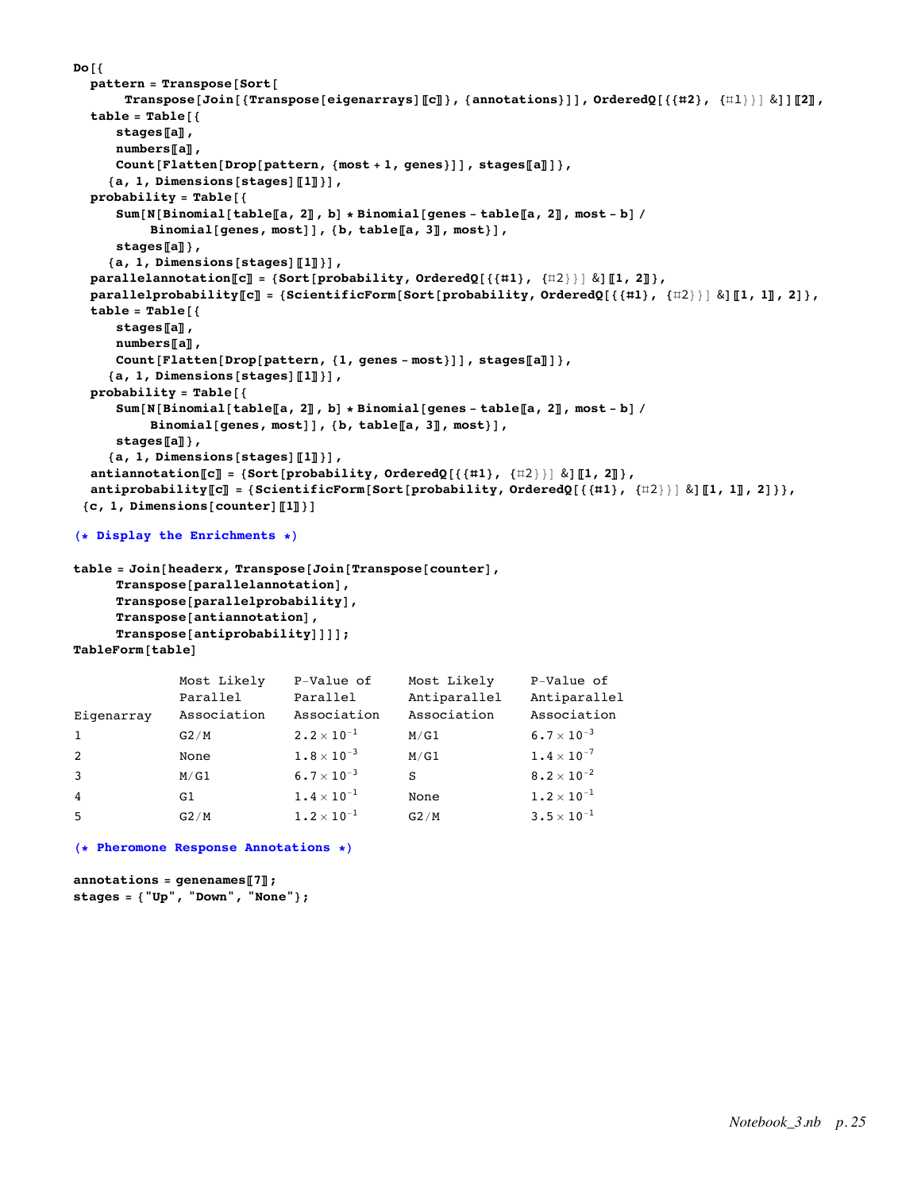```
Do[{
  pattern = Transpose[Sort[
      Transpose[Join[{Transpose[eigenarrays][[c]]}, {annotations}]], OrderedQ[{{#2}, {#1}}] &]][[2]],
  table = Table[{
     stages[[a]],
     numbers[[a]],
     Count[Flatten[Drop[pattern, {most + 1, genes}]], stages[[a]]]},
    {a, 1, Dimensions[stages][[1]]}],
  probability = Table[{
     Sum[N[Binomial[table[[a, 2]], b] * Binomial[genes - table[[a, 2]], most - b] /
         Binomial[genes, most]], {b, table[[a, 3]], most}],
     stages[[a]]},
    {a, 1, Dimensions[stages][[1]]}],
  parallelannotation[[c]] = {Sort[probability, OrderedQ[{{#1}, {#2}}] &][[1, 2]]},
  parallelprobability[[c]] = {ScientificForm[Sort[probability, OrderedQ[{{#1}, {#2}}] &][[1, 1]], 2]},
  table = Table[{
     stages[[a]],
     numbers[[a]],
     Count[Flatten[Drop[pattern, {1, genes - most}]], stages[[a]]]},
    {a, 1, Dimensions[stages][[1]]}],
  probability = Table[{
     Sum[N[Binomial[table[[a, 2]], b] * Binomial[genes - table[[a, 2]], most - b] /
         Binomial[genes, most]], {b, table[[a, 3]], most}],
     stages[[a]]},
    {a, 1, Dimensions[stages][[1]]}],
  antiannotation[[c]] = {Sort[probability, OrderedQ[{{#1}, {#2}}] &][[1, 2]]},
  antiprobability[[c]] = {ScientificForm[Sort[probability, OrderedQ[{{#1}, {#2}}] &][[1, 1]], 2]}},
 {c, 1, Dimensions[counter][[1]]}]

(* Display the Enrichments *)

table = Join[headerx, Transpose[Join[Transpose[counter],
     Transpose[parallelannotation],
     Transpose[parallelprobability],
     Transpose[antiannotation],
     Transpose[antiprobability]]]];
TableForm[table]
```

| Eigenarray | Most Likely Parallel Association | P-Value of Parallel Association | Most Likely Antiparallel Association | P-Value of Antiparallel Association |
|---|---|---|---|---|
| 1 | G2/M | $2.2 \times 10^{-1}$ | M/G1 | $6.7 \times 10^{-3}$ |
| 2 | None | $1.8 \times 10^{-3}$ | M/G1 | $1.4 \times 10^{-7}$ |
| 3 | M/G1 | $6.7 \times 10^{-3}$ | S | $8.2 \times 10^{-2}$ |
| 4 | G1 | $1.4 \times 10^{-1}$ | None | $1.2 \times 10^{-1}$ |
| 5 | G2/M | $1.2 \times 10^{-1}$ | G2/M | $3.5 \times 10^{-1}$ |

```
(* Pheromone Response Annotations *)

annotations = genenames[[7]];
stages = {"Up", "Down", "None"};
```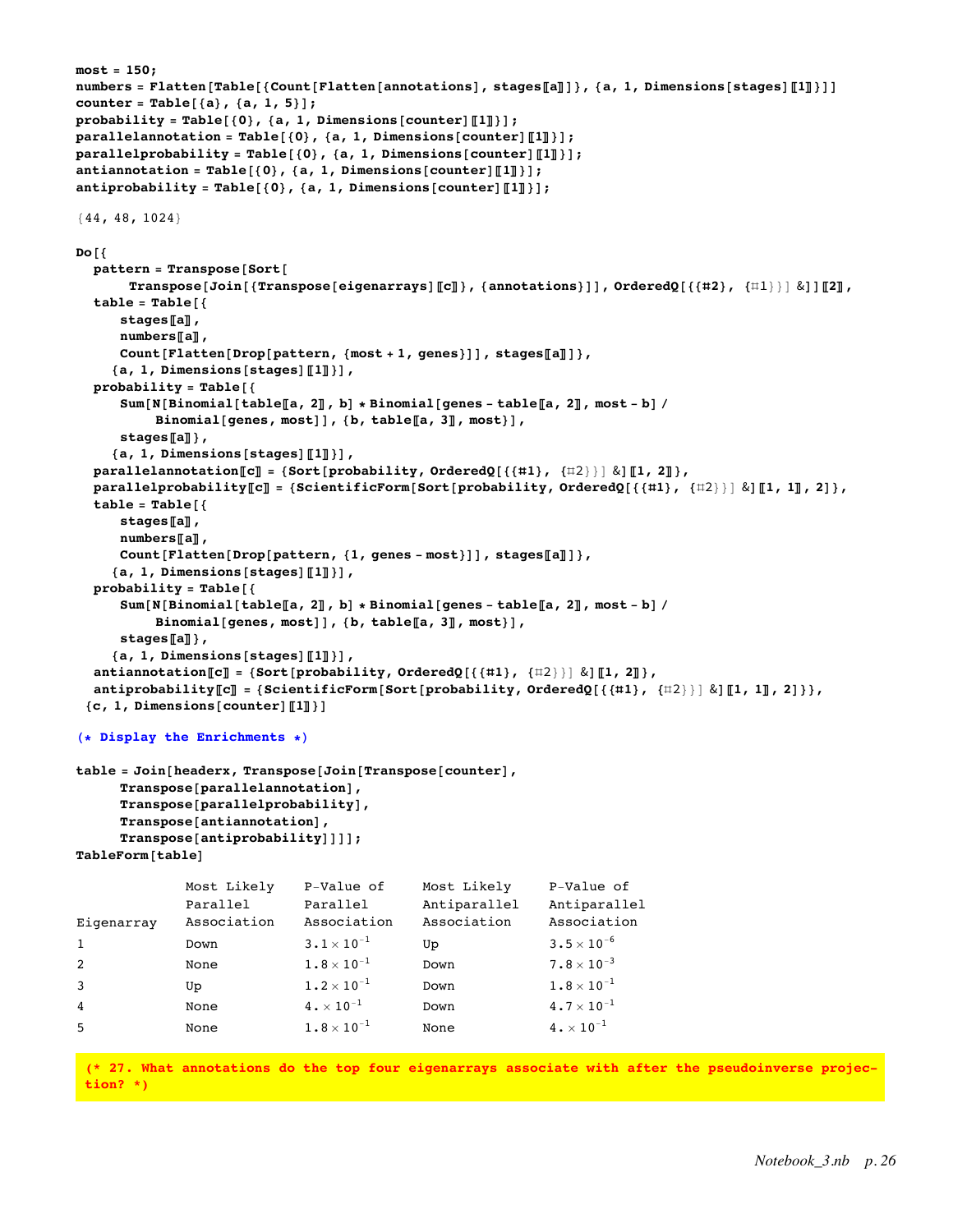```
most = 150;
numbers = Flatten[Table[{Count[Flatten[annotations], stages[[a]]]}, {a, 1, Dimensions[stages][[1]]}]]
counter = Table[{a}, {a, 1, 5}];
probability = Table[{0}, {a, 1, Dimensions[counter][[1]]}];
parallelannotation = Table[{0}, {a, 1, Dimensions[counter][[1]]}];
parallelprobability = Table[{0}, {a, 1, Dimensions[counter][[1]]}];
antiannotation = Table[{0}, {a, 1, Dimensions[counter][[1]]}];
antiprobability = Table[{0}, {a, 1, Dimensions[counter][[1]]}];

{44, 48, 1024}

Do[{
  pattern = Transpose[Sort[
      Transpose[Join[{Transpose[eigenarrays][[c]]}, {annotations}]], OrderedQ[{{#2}, {#1}}] &]][[2]],
  table = Table[{
     stages[[a]],
     numbers[[a]],
     Count[Flatten[Drop[pattern, {most + 1, genes}]], stages[[a]]]},
    {a, 1, Dimensions[stages][[1]]}],
  probability = Table[{
     Sum[N[Binomial[table[[a, 2]], b] * Binomial[genes - table[[a, 2]], most - b] /
         Binomial[genes, most]], {b, table[[a, 3]], most}],
     stages[[a]]},
    {a, 1, Dimensions[stages][[1]]}],
  parallelannotation[[c]] = {Sort[probability, OrderedQ[{{#1}, {#2}}] &][[1, 2]]},
  parallelprobability[[c]] = {ScientificForm[Sort[probability, OrderedQ[{{#1}, {#2}}] &][[1, 1]], 2]},
  table = Table[{
     stages[[a]],
     numbers[[a]],
     Count[Flatten[Drop[pattern, {1, genes - most}]], stages[[a]]]},
    {a, 1, Dimensions[stages][[1]]}],
  probability = Table[{
     Sum[N[Binomial[table[[a, 2]], b] * Binomial[genes - table[[a, 2]], most - b] /
         Binomial[genes, most]], {b, table[[a, 3]], most}],
     stages[[a]]},
    {a, 1, Dimensions[stages][[1]]}],
  antiannotation[[c]] = {Sort[probability, OrderedQ[{{#1}, {#2}}] &][[1, 2]]},
  antiprobability[[c]] = {ScientificForm[Sort[probability, OrderedQ[{{#1}, {#2}}] &][[1, 1]], 2]}},
 {c, 1, Dimensions[counter][[1]]}]

(* Display the Enrichments *)

table = Join[headerx, Transpose[Join[Transpose[counter],
     Transpose[parallelannotation],
     Transpose[parallelprobability],
     Transpose[antiannotation],
     Transpose[antiprobability]]]];
TableForm[table]
```

| Eigenarray | Most Likely Parallel Association | P-Value of Parallel Association | Most Likely Antiparallel Association | P-Value of Antiparallel Association |
|---|---|---|---|---|
| 1 | Down | $3.1 \times 10^{-1}$ | Up | $3.5 \times 10^{-6}$ |
| 2 | None | $1.8 \times 10^{-1}$ | Down | $7.8 \times 10^{-3}$ |
| 3 | Up | $1.2 \times 10^{-1}$ | Down | $1.8 \times 10^{-1}$ |
| 4 | None | $4. \times 10^{-1}$ | Down | $4.7 \times 10^{-1}$ |
| 5 | None | $1.8 \times 10^{-1}$ | None | $4. \times 10^{-1}$ |

```
(* 27. What annotations do the top four eigenarrays associate with after the pseudoinverse projection? *)
```